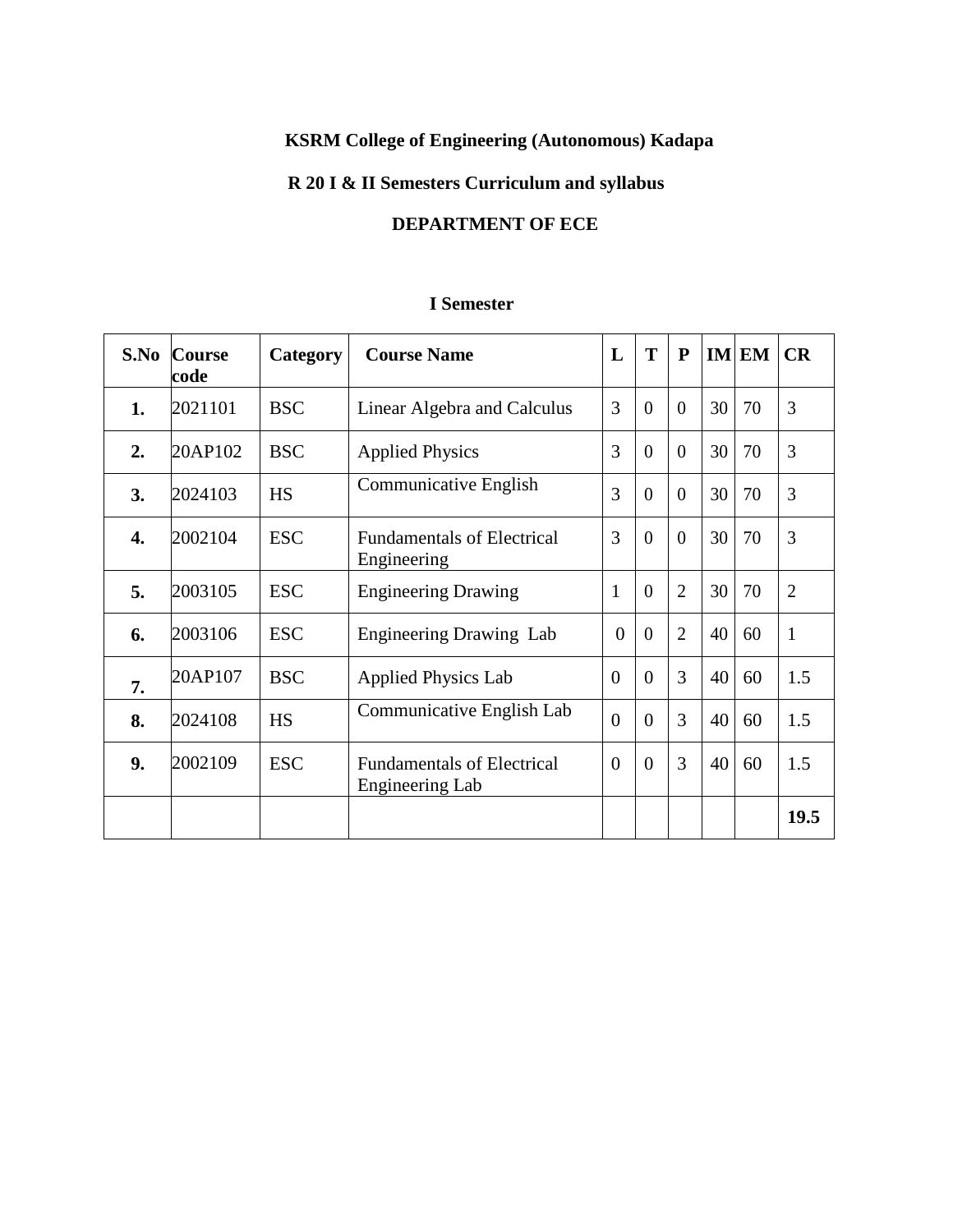**KSRM College of Engineering (Autonomous) Kadapa**

**R 20 I & II Semesters Curriculum and syllabus**

**DEPARTMENT OF ECE**

**I Semester**

| S.No | Course code | Category | Course Name | L | T | P | IM | EM | CR |
|---|---|---|---|---|---|---|---|---|---|
| **1.** | 2021101 | BSC | Linear Algebra and Calculus | 3 | 0 | 0 | 30 | 70 | 3 |
| **2.** | 20AP102 | BSC | Applied Physics | 3 | 0 | 0 | 30 | 70 | 3 |
| **3.** | 2024103 | HS | Communicative English | 3 | 0 | 0 | 30 | 70 | 3 |
| **4.** | 2002104 | ESC | Fundamentals of Electrical Engineering | 3 | 0 | 0 | 30 | 70 | 3 |
| **5.** | 2003105 | ESC | Engineering Drawing | 1 | 0 | 2 | 30 | 70 | 2 |
| **6.** | 2003106 | ESC | Engineering Drawing Lab | 0 | 0 | 2 | 40 | 60 | 1 |
| **7.** | 20AP107 | BSC | Applied Physics Lab | 0 | 0 | 3 | 40 | 60 | 1.5 |
| **8.** | 2024108 | HS | Communicative English Lab | 0 | 0 | 3 | 40 | 60 | 1.5 |
| **9.** | 2002109 | ESC | Fundamentals of Electrical Engineering Lab | 0 | 0 | 3 | 40 | 60 | 1.5 |
| | | | | | | | | | **19.5** |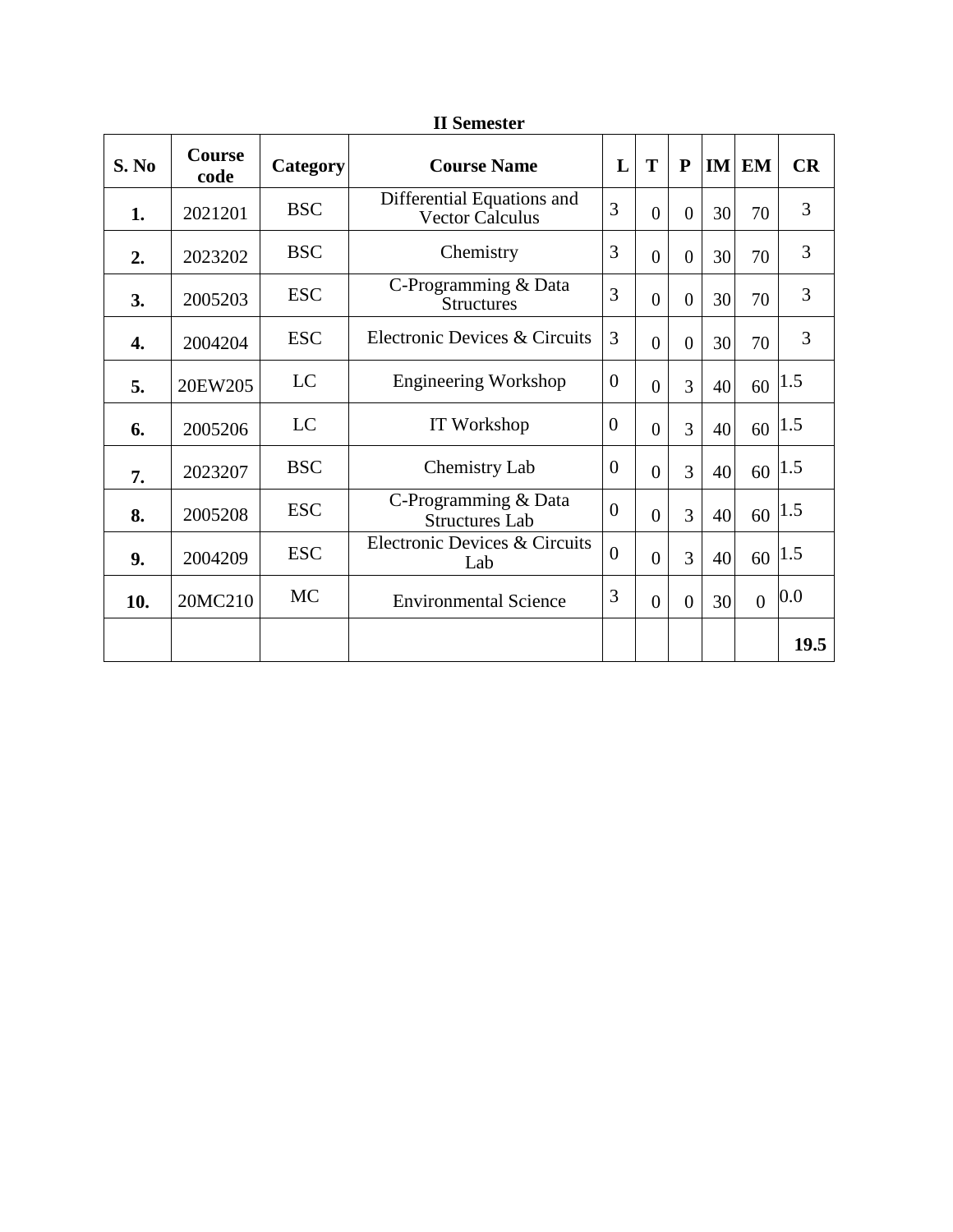## II Semester

| S. No | Course code | Category | Course Name | L | T | P | IM | EM | CR |
|---|---|---|---|---|---|---|---|---|---|
| **1.** | 2021201 | BSC | Differential Equations and Vector Calculus | 3 | 0 | 0 | 30 | 70 | 3 |
| **2.** | 2023202 | BSC | Chemistry | 3 | 0 | 0 | 30 | 70 | 3 |
| **3.** | 2005203 | ESC | C-Programming & Data Structures | 3 | 0 | 0 | 30 | 70 | 3 |
| **4.** | 2004204 | ESC | Electronic Devices & Circuits | 3 | 0 | 0 | 30 | 70 | 3 |
| **5.** | 20EW205 | LC | Engineering Workshop | 0 | 0 | 3 | 40 | 60 | 1.5 |
| **6.** | 2005206 | LC | IT Workshop | 0 | 0 | 3 | 40 | 60 | 1.5 |
| **7.** | 2023207 | BSC | Chemistry Lab | 0 | 0 | 3 | 40 | 60 | 1.5 |
| **8.** | 2005208 | ESC | C-Programming & Data Structures Lab | 0 | 0 | 3 | 40 | 60 | 1.5 |
| **9.** | 2004209 | ESC | Electronic Devices & Circuits Lab | 0 | 0 | 3 | 40 | 60 | 1.5 |
| **10.** | 20MC210 | MC | Environmental Science | 3 | 0 | 0 | 30 | 0 | 0.0 |
| | | | | | | | | | **19.5** |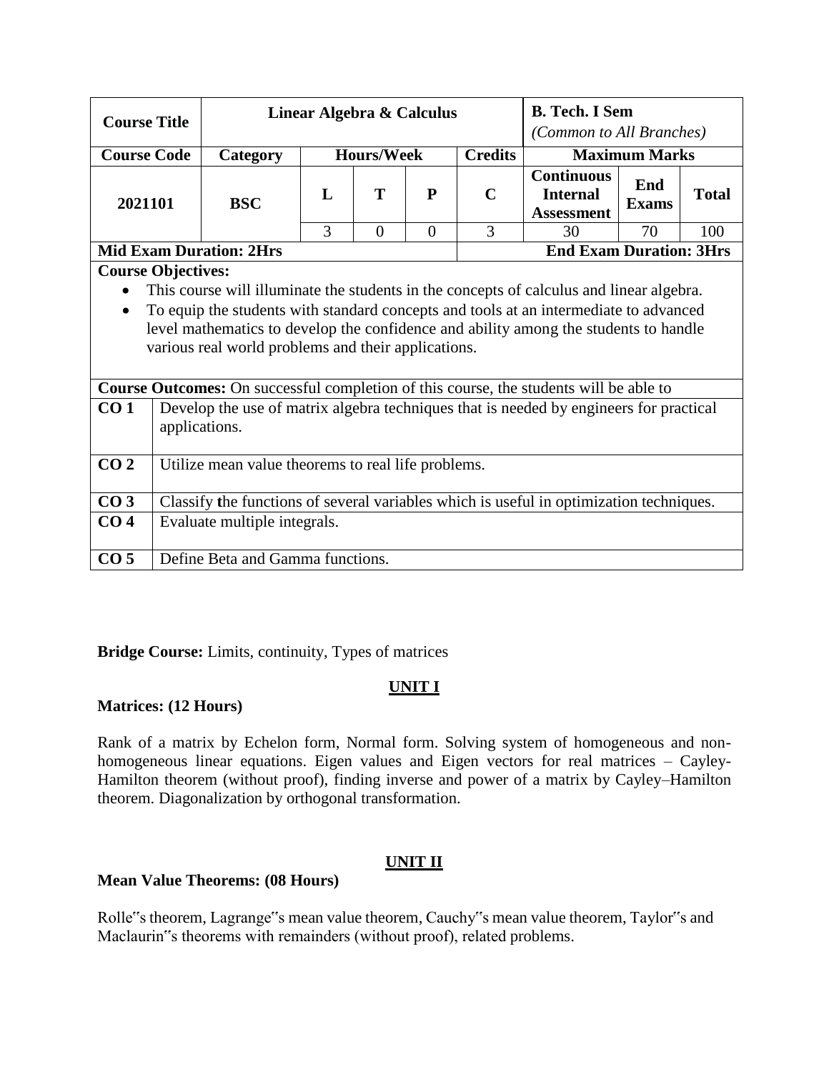| Course Title | Linear Algebra & Calculus | | | | | B. Tech. I Sem *(Common to All Branches)* | | |
|---|---|---|---|---|---|---|---|---|
| **Course Code** | **Category** | **Hours/Week** | | | **Credits** | **Maximum Marks** | | |
| 2021101 | BSC | L | T | P | C | Continuous Internal Assessment | End Exams | Total |
| | | 3 | 0 | 0 | 3 | 30 | 70 | 100 |
| **Mid Exam Duration: 2Hrs** | | | | | | **End Exam Duration: 3Hrs** | | |

**Course Objectives:**

- This course will illuminate the students in the concepts of calculus and linear algebra.
- To equip the students with standard concepts and tools at an intermediate to advanced level mathematics to develop the confidence and ability among the students to handle various real world problems and their applications.

**Course Outcomes:** On successful completion of this course, the students will be able to

| | |
|---|---|
| **CO 1** | Develop the use of matrix algebra techniques that is needed by engineers for practical applications. |
| **CO 2** | Utilize mean value theorems to real life problems. |
| **CO 3** | Classify **t**he functions of several variables which is useful in optimization techniques. |
| **CO 4** | Evaluate multiple integrals. |
| **CO 5** | Define Beta and Gamma functions. |

**Bridge Course:** Limits, continuity, Types of matrices

## UNIT I

**Matrices: (12 Hours)**

Rank of a matrix by Echelon form, Normal form. Solving system of homogeneous and non-homogeneous linear equations. Eigen values and Eigen vectors for real matrices – Cayley-Hamilton theorem (without proof), finding inverse and power of a matrix by Cayley–Hamilton theorem. Diagonalization by orthogonal transformation.

## UNIT II

**Mean Value Theorems: (08 Hours)**

Rolle"s theorem, Lagrange"s mean value theorem, Cauchy"s mean value theorem, Taylor"s and Maclaurin"s theorems with remainders (without proof), related problems.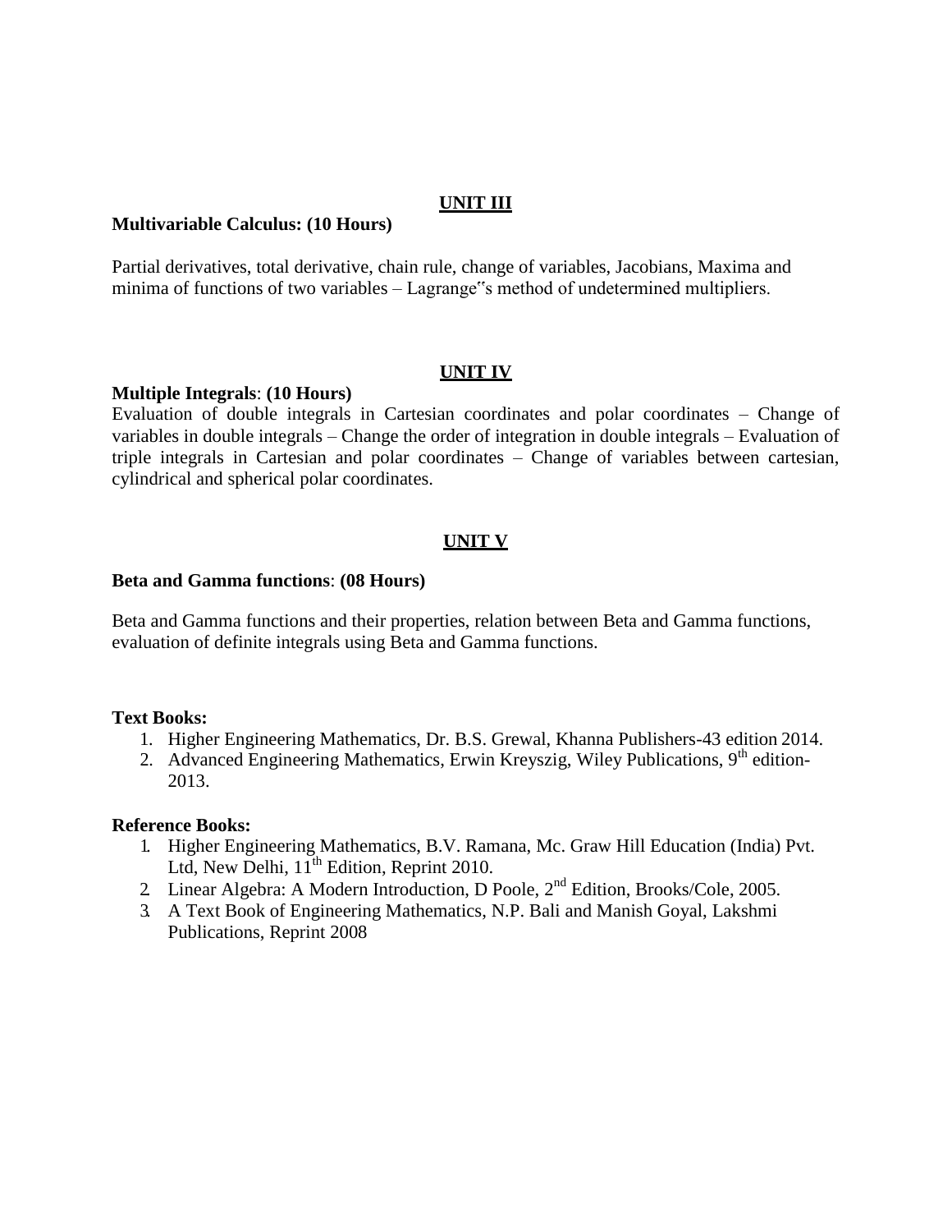## UNIT III

**Multivariable Calculus: (10 Hours)**

Partial derivatives, total derivative, chain rule, change of variables, Jacobians, Maxima and minima of functions of two variables – Lagrange‟s method of undetermined multipliers.

## UNIT IV

**Multiple Integrals**: **(10 Hours)**

Evaluation of double integrals in Cartesian coordinates and polar coordinates – Change of variables in double integrals – Change the order of integration in double integrals – Evaluation of triple integrals in Cartesian and polar coordinates – Change of variables between cartesian, cylindrical and spherical polar coordinates.

## UNIT V

**Beta and Gamma functions**: **(08 Hours)**

Beta and Gamma functions and their properties, relation between Beta and Gamma functions, evaluation of definite integrals using Beta and Gamma functions.

**Text Books:**

1. Higher Engineering Mathematics, Dr. B.S. Grewal, Khanna Publishers-43 edition 2014.
2. Advanced Engineering Mathematics, Erwin Kreyszig, Wiley Publications, 9th edition-2013.

**Reference Books:**

1. Higher Engineering Mathematics, B.V. Ramana, Mc. Graw Hill Education (India) Pvt. Ltd, New Delhi, 11th Edition, Reprint 2010.
2. Linear Algebra: A Modern Introduction, D Poole, 2nd Edition, Brooks/Cole, 2005.
3. A Text Book of Engineering Mathematics, N.P. Bali and Manish Goyal, Lakshmi Publications, Reprint 2008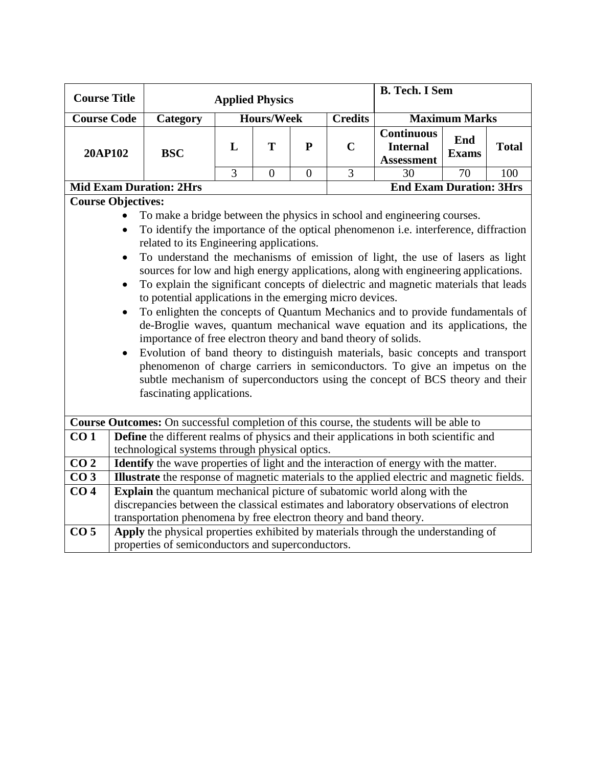| Course Title | Applied Physics | | | | | B. Tech. I Sem | | |
|---|---|---|---|---|---|---|---|---|
| **Course Code** | **Category** | **Hours/Week** | | | **Credits** | **Maximum Marks** | | |
| 20AP102 | BSC | L | T | P | C | Continuous Internal Assessment | End Exams | Total |
| | | 3 | 0 | 0 | 3 | 30 | 70 | 100 |
| **Mid Exam Duration: 2Hrs** | | | | | **End Exam Duration: 3Hrs** | | | |

**Course Objectives:**

- To make a bridge between the physics in school and engineering courses.
- To identify the importance of the optical phenomenon i.e. interference, diffraction related to its Engineering applications.
- To understand the mechanisms of emission of light, the use of lasers as light sources for low and high energy applications, along with engineering applications.
- To explain the significant concepts of dielectric and magnetic materials that leads to potential applications in the emerging micro devices.
- To enlighten the concepts of Quantum Mechanics and to provide fundamentals of de-Broglie waves, quantum mechanical wave equation and its applications, the importance of free electron theory and band theory of solids.
- Evolution of band theory to distinguish materials, basic concepts and transport phenomenon of charge carriers in semiconductors. To give an impetus on the subtle mechanism of superconductors using the concept of BCS theory and their fascinating applications.

**Course Outcomes:** On successful completion of this course, the students will be able to

| | |
|---|---|
| **CO 1** | **Define** the different realms of physics and their applications in both scientific and technological systems through physical optics. |
| **CO 2** | **Identify** the wave properties of light and the interaction of energy with the matter. |
| **CO 3** | **Illustrate** the response of magnetic materials to the applied electric and magnetic fields. |
| **CO 4** | **Explain** the quantum mechanical picture of subatomic world along with the discrepancies between the classical estimates and laboratory observations of electron transportation phenomena by free electron theory and band theory. |
| **CO 5** | **Apply** the physical properties exhibited by materials through the understanding of properties of semiconductors and superconductors. |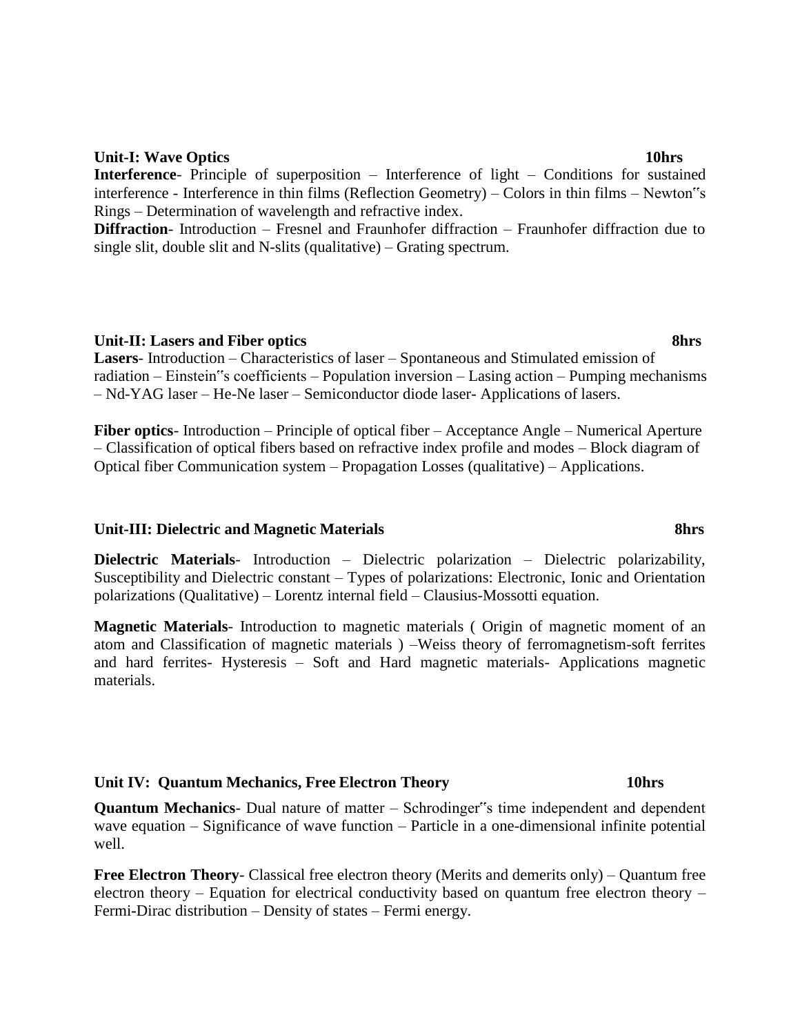**Unit-I: Wave Optics** **10hrs**

**Interference**- Principle of superposition – Interference of light – Conditions for sustained interference - Interference in thin films (Reflection Geometry) – Colors in thin films – Newton"s Rings – Determination of wavelength and refractive index.

**Diffraction**- Introduction – Fresnel and Fraunhofer diffraction – Fraunhofer diffraction due to single slit, double slit and N-slits (qualitative) – Grating spectrum.

**Unit-II: Lasers and Fiber optics** **8hrs**

**Lasers**- Introduction – Characteristics of laser – Spontaneous and Stimulated emission of radiation – Einstein"s coefficients – Population inversion – Lasing action – Pumping mechanisms – Nd-YAG laser – He-Ne laser – Semiconductor diode laser- Applications of lasers.

**Fiber optics**- Introduction – Principle of optical fiber – Acceptance Angle – Numerical Aperture – Classification of optical fibers based on refractive index profile and modes – Block diagram of Optical fiber Communication system – Propagation Losses (qualitative) – Applications.

**Unit-III: Dielectric and Magnetic Materials** **8hrs**

**Dielectric Materials**- Introduction – Dielectric polarization – Dielectric polarizability, Susceptibility and Dielectric constant – Types of polarizations: Electronic, Ionic and Orientation polarizations (Qualitative) – Lorentz internal field – Clausius-Mossotti equation.

**Magnetic Materials**- Introduction to magnetic materials ( Origin of magnetic moment of an atom and Classification of magnetic materials ) –Weiss theory of ferromagnetism-soft ferrites and hard ferrites- Hysteresis – Soft and Hard magnetic materials- Applications magnetic materials.

**Unit IV: Quantum Mechanics, Free Electron Theory** **10hrs**

**Quantum Mechanics**- Dual nature of matter – Schrodinger"s time independent and dependent wave equation – Significance of wave function – Particle in a one-dimensional infinite potential well.

**Free Electron Theory**- Classical free electron theory (Merits and demerits only) – Quantum free electron theory – Equation for electrical conductivity based on quantum free electron theory – Fermi-Dirac distribution – Density of states – Fermi energy.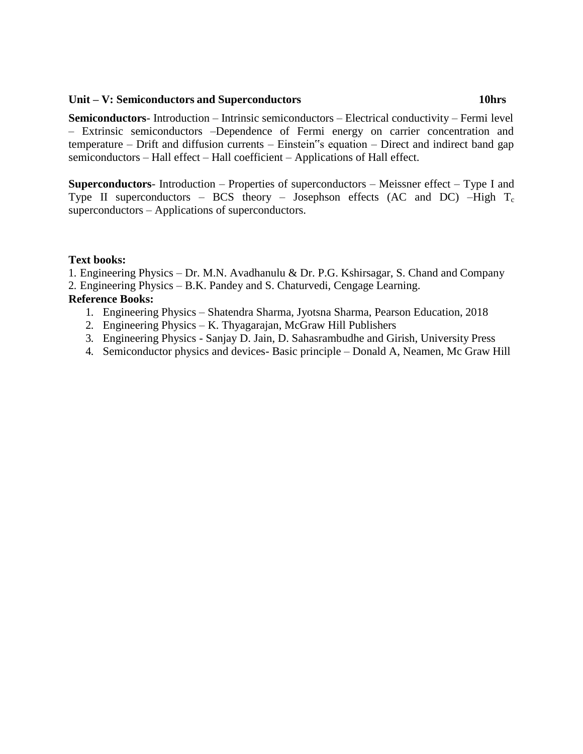**Unit – V: Semiconductors and Superconductors** **10hrs**

**Semiconductors**- Introduction – Intrinsic semiconductors – Electrical conductivity – Fermi level – Extrinsic semiconductors –Dependence of Fermi energy on carrier concentration and temperature – Drift and diffusion currents – Einstein‟s equation – Direct and indirect band gap semiconductors – Hall effect – Hall coefficient – Applications of Hall effect.

**Superconductors**- Introduction – Properties of superconductors – Meissner effect – Type I and Type II superconductors – BCS theory – Josephson effects (AC and DC) –High $T_c$ superconductors – Applications of superconductors.

**Text books:**

1. Engineering Physics – Dr. M.N. Avadhanulu & Dr. P.G. Kshirsagar, S. Chand and Company
2. Engineering Physics – B.K. Pandey and S. Chaturvedi, Cengage Learning.

**Reference Books:**

1. Engineering Physics – Shatendra Sharma, Jyotsna Sharma, Pearson Education, 2018
2. Engineering Physics – K. Thyagarajan, McGraw Hill Publishers
3. Engineering Physics - Sanjay D. Jain, D. Sahasrambudhe and Girish, University Press
4. Semiconductor physics and devices- Basic principle – Donald A, Neamen, Mc Graw Hill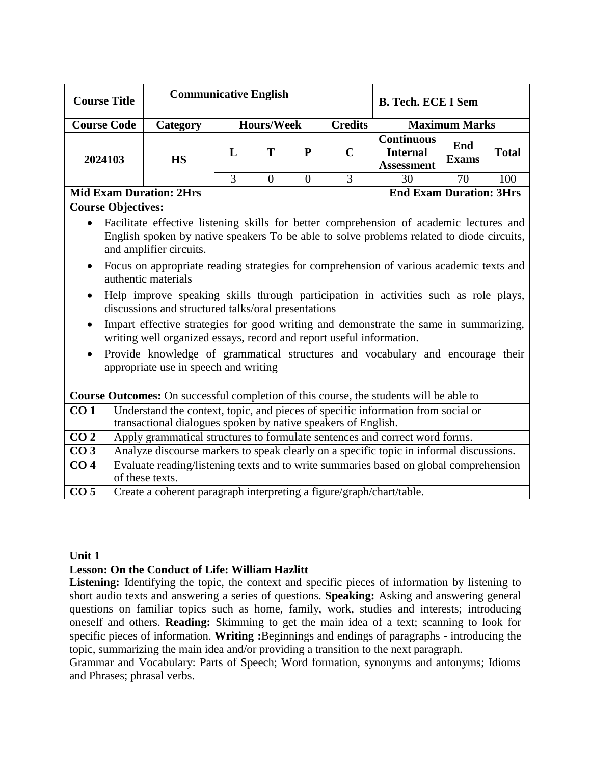| Course Title | Communicative English | | | | | B. Tech. ECE I Sem | | |
|---|---|---|---|---|---|---|---|---|
| **Course Code** | **Category** | **Hours/Week** | | | **Credits** | **Maximum Marks** | | |
| 2024103 | HS | L | T | P | C | Continuous Internal Assessment | End Exams | Total |
| | | 3 | 0 | 0 | 3 | 30 | 70 | 100 |
| **Mid Exam Duration: 2Hrs** | | | | | | **End Exam Duration: 3Hrs** | | |

**Course Objectives:**

- Facilitate effective listening skills for better comprehension of academic lectures and English spoken by native speakers To be able to solve problems related to diode circuits, and amplifier circuits.
- Focus on appropriate reading strategies for comprehension of various academic texts and authentic materials
- Help improve speaking skills through participation in activities such as role plays, discussions and structured talks/oral presentations
- Impart effective strategies for good writing and demonstrate the same in summarizing, writing well organized essays, record and report useful information.
- Provide knowledge of grammatical structures and vocabulary and encourage their appropriate use in speech and writing

**Course Outcomes:** On successful completion of this course, the students will be able to

| | |
|---|---|
| **CO 1** | Understand the context, topic, and pieces of specific information from social or transactional dialogues spoken by native speakers of English. |
| **CO 2** | Apply grammatical structures to formulate sentences and correct word forms. |
| **CO 3** | Analyze discourse markers to speak clearly on a specific topic in informal discussions. |
| **CO 4** | Evaluate reading/listening texts and to write summaries based on global comprehension of these texts. |
| **CO 5** | Create a coherent paragraph interpreting a figure/graph/chart/table. |

**Unit 1**

**Lesson: On the Conduct of Life: William Hazlitt**

**Listening:** Identifying the topic, the context and specific pieces of information by listening to short audio texts and answering a series of questions. **Speaking:** Asking and answering general questions on familiar topics such as home, family, work, studies and interests; introducing oneself and others. **Reading:** Skimming to get the main idea of a text; scanning to look for specific pieces of information. **Writing :**Beginnings and endings of paragraphs - introducing the topic, summarizing the main idea and/or providing a transition to the next paragraph.

Grammar and Vocabulary: Parts of Speech; Word formation, synonyms and antonyms; Idioms and Phrases; phrasal verbs.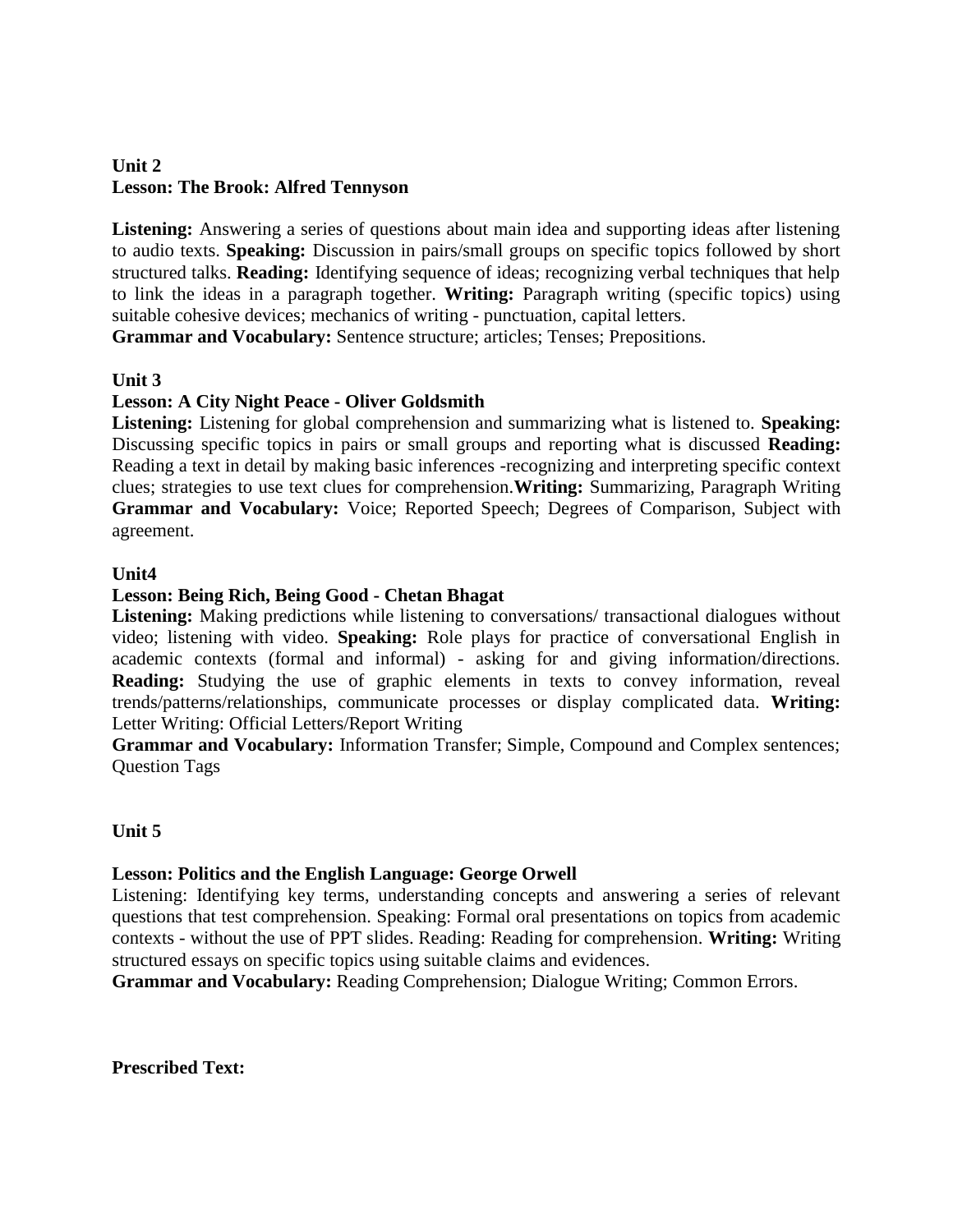**Unit 2**
**Lesson: The Brook: Alfred Tennyson**

**Listening:** Answering a series of questions about main idea and supporting ideas after listening to audio texts. **Speaking:** Discussion in pairs/small groups on specific topics followed by short structured talks. **Reading:** Identifying sequence of ideas; recognizing verbal techniques that help to link the ideas in a paragraph together. **Writing:** Paragraph writing (specific topics) using suitable cohesive devices; mechanics of writing - punctuation, capital letters.
**Grammar and Vocabulary:** Sentence structure; articles; Tenses; Prepositions.

**Unit 3**
**Lesson: A City Night Peace - Oliver Goldsmith**
**Listening:** Listening for global comprehension and summarizing what is listened to. **Speaking:** Discussing specific topics in pairs or small groups and reporting what is discussed **Reading:** Reading a text in detail by making basic inferences -recognizing and interpreting specific context clues; strategies to use text clues for comprehension.**Writing:** Summarizing, Paragraph Writing
**Grammar and Vocabulary:** Voice; Reported Speech; Degrees of Comparison, Subject with agreement.

**Unit4**
**Lesson: Being Rich, Being Good - Chetan Bhagat**
**Listening:** Making predictions while listening to conversations/ transactional dialogues without video; listening with video. **Speaking:** Role plays for practice of conversational English in academic contexts (formal and informal) - asking for and giving information/directions. **Reading:** Studying the use of graphic elements in texts to convey information, reveal trends/patterns/relationships, communicate processes or display complicated data. **Writing:** Letter Writing: Official Letters/Report Writing
**Grammar and Vocabulary:** Information Transfer; Simple, Compound and Complex sentences; Question Tags

**Unit 5**

**Lesson: Politics and the English Language: George Orwell**
Listening: Identifying key terms, understanding concepts and answering a series of relevant questions that test comprehension. Speaking: Formal oral presentations on topics from academic contexts - without the use of PPT slides. Reading: Reading for comprehension. **Writing:** Writing structured essays on specific topics using suitable claims and evidences.
**Grammar and Vocabulary:** Reading Comprehension; Dialogue Writing; Common Errors.

**Prescribed Text:**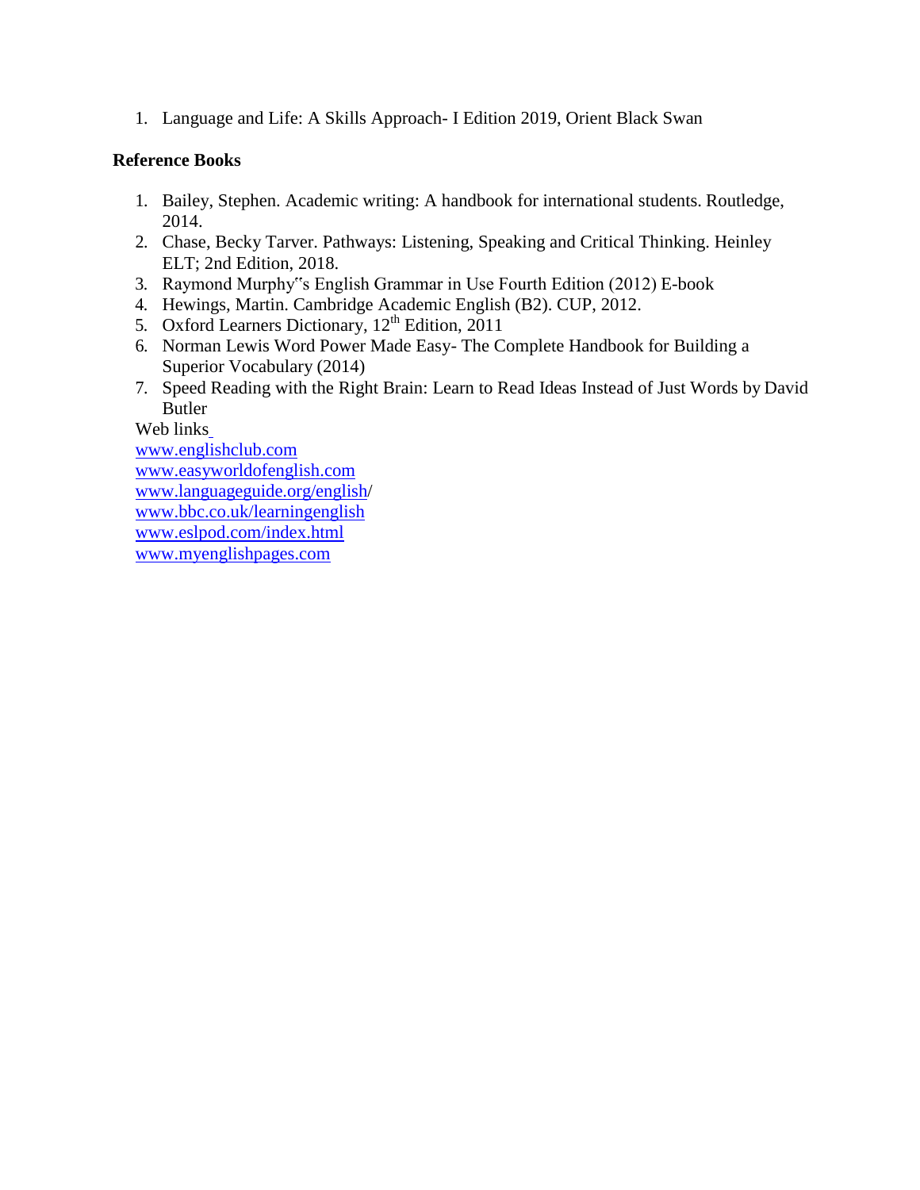1. Language and Life: A Skills Approach- I Edition 2019, Orient Black Swan

**Reference Books**

1. Bailey, Stephen. Academic writing: A handbook for international students. Routledge, 2014.
2. Chase, Becky Tarver. Pathways: Listening, Speaking and Critical Thinking. Heinley ELT; 2nd Edition, 2018.
3. Raymond Murphy"s English Grammar in Use Fourth Edition (2012) E-book
4. Hewings, Martin. Cambridge Academic English (B2). CUP, 2012.
5. Oxford Learners Dictionary, 12th Edition, 2011
6. Norman Lewis Word Power Made Easy- The Complete Handbook for Building a Superior Vocabulary (2014)
7. Speed Reading with the Right Brain: Learn to Read Ideas Instead of Just Words by David Butler

Web links

www.englishclub.com
www.easyworldofenglish.com
www.languageguide.org/english/
www.bbc.co.uk/learningenglish
www.eslpod.com/index.html
www.myenglishpages.com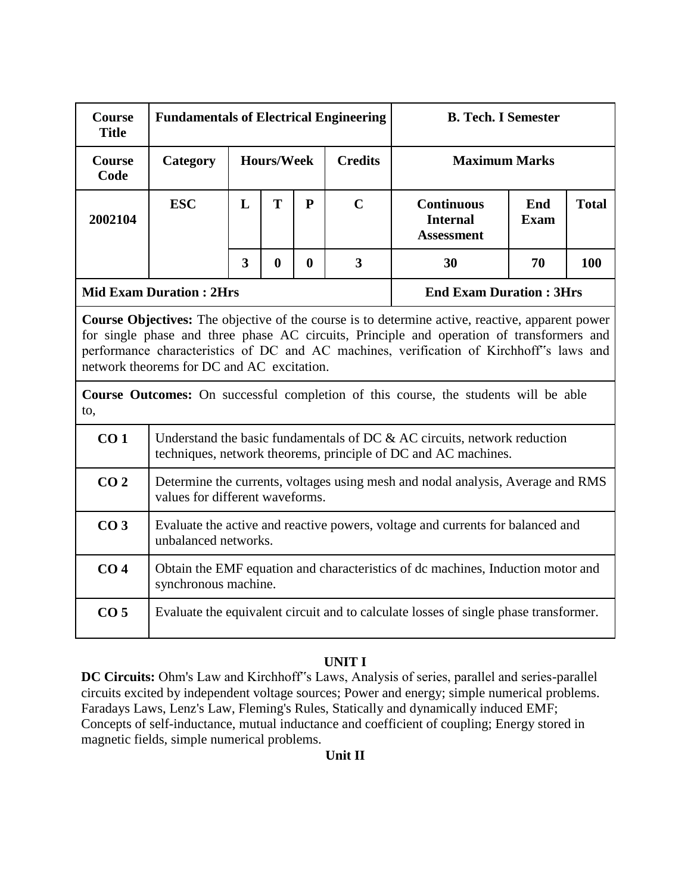| Course Title | Fundamentals of Electrical Engineering | | | | | B. Tech. I Semester | | |
|---|---|---|---|---|---|---|---|---|
| Course Code | Category | Hours/Week | | | Credits | Maximum Marks | | |
| 2002104 | ESC | L | T | P | C | Continuous Internal Assessment | End Exam | Total |
| | | 3 | 0 | 0 | 3 | 30 | 70 | 100 |
| Mid Exam Duration : 2Hrs | | | | | | End Exam Duration : 3Hrs | | |

**Course Objectives:** The objective of the course is to determine active, reactive, apparent power for single phase and three phase AC circuits, Principle and operation of transformers and performance characteristics of DC and AC machines, verification of Kirchhoff"s laws and network theorems for DC and AC excitation.

**Course Outcomes:** On successful completion of this course, the students will be able to,

| | |
|---|---|
| **CO 1** | Understand the basic fundamentals of DC & AC circuits, network reduction techniques, network theorems, principle of DC and AC machines. |
| **CO 2** | Determine the currents, voltages using mesh and nodal analysis, Average and RMS values for different waveforms. |
| **CO 3** | Evaluate the active and reactive powers, voltage and currents for balanced and unbalanced networks. |
| **CO 4** | Obtain the EMF equation and characteristics of dc machines, Induction motor and synchronous machine. |
| **CO 5** | Evaluate the equivalent circuit and to calculate losses of single phase transformer. |

## UNIT I

**DC Circuits:** Ohm's Law and Kirchhoff"s Laws, Analysis of series, parallel and series-parallel circuits excited by independent voltage sources; Power and energy; simple numerical problems. Faradays Laws, Lenz's Law, Fleming's Rules, Statically and dynamically induced EMF; Concepts of self-inductance, mutual inductance and coefficient of coupling; Energy stored in magnetic fields, simple numerical problems.

## Unit II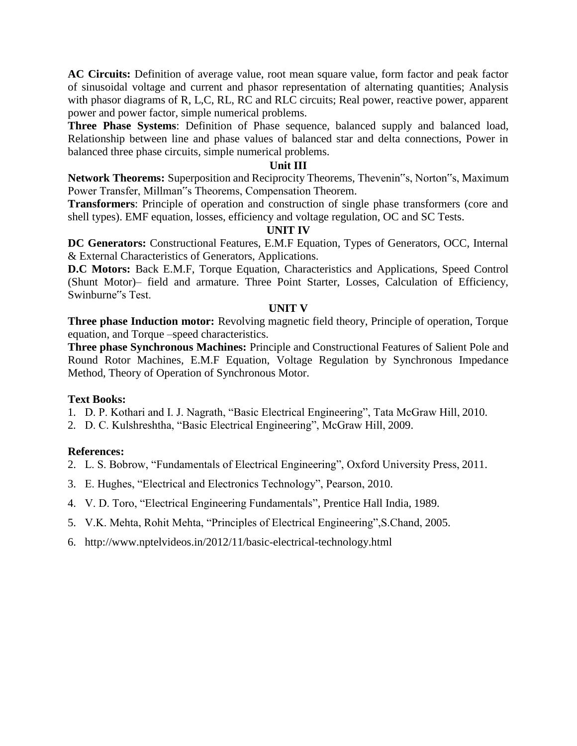**AC Circuits:** Definition of average value, root mean square value, form factor and peak factor of sinusoidal voltage and current and phasor representation of alternating quantities; Analysis with phasor diagrams of R, L,C, RL, RC and RLC circuits; Real power, reactive power, apparent power and power factor, simple numerical problems.

**Three Phase Systems**: Definition of Phase sequence, balanced supply and balanced load, Relationship between line and phase values of balanced star and delta connections, Power in balanced three phase circuits, simple numerical problems.

### Unit III

**Network Theorems:** Superposition and Reciprocity Theorems, Thevenin"s, Norton"s, Maximum Power Transfer, Millman"s Theorems, Compensation Theorem.

**Transformers**: Principle of operation and construction of single phase transformers (core and shell types). EMF equation, losses, efficiency and voltage regulation, OC and SC Tests.

### UNIT IV

**DC Generators:** Constructional Features, E.M.F Equation, Types of Generators, OCC, Internal & External Characteristics of Generators, Applications.

**D.C Motors:** Back E.M.F, Torque Equation, Characteristics and Applications, Speed Control (Shunt Motor)– field and armature. Three Point Starter, Losses, Calculation of Efficiency, Swinburne"s Test.

### UNIT V

**Three phase Induction motor:** Revolving magnetic field theory, Principle of operation, Torque equation, and Torque –speed characteristics.

**Three phase Synchronous Machines:** Principle and Constructional Features of Salient Pole and Round Rotor Machines, E.M.F Equation, Voltage Regulation by Synchronous Impedance Method, Theory of Operation of Synchronous Motor.

**Text Books:**

1. D. P. Kothari and I. J. Nagrath, "Basic Electrical Engineering", Tata McGraw Hill, 2010.
2. D. C. Kulshreshtha, "Basic Electrical Engineering", McGraw Hill, 2009.

**References:**

2. L. S. Bobrow, "Fundamentals of Electrical Engineering", Oxford University Press, 2011.
3. E. Hughes, "Electrical and Electronics Technology", Pearson, 2010.
4. V. D. Toro, "Electrical Engineering Fundamentals", Prentice Hall India, 1989.
5. V.K. Mehta, Rohit Mehta, "Principles of Electrical Engineering",S.Chand, 2005.
6. http://www.nptelvideos.in/2012/11/basic-electrical-technology.html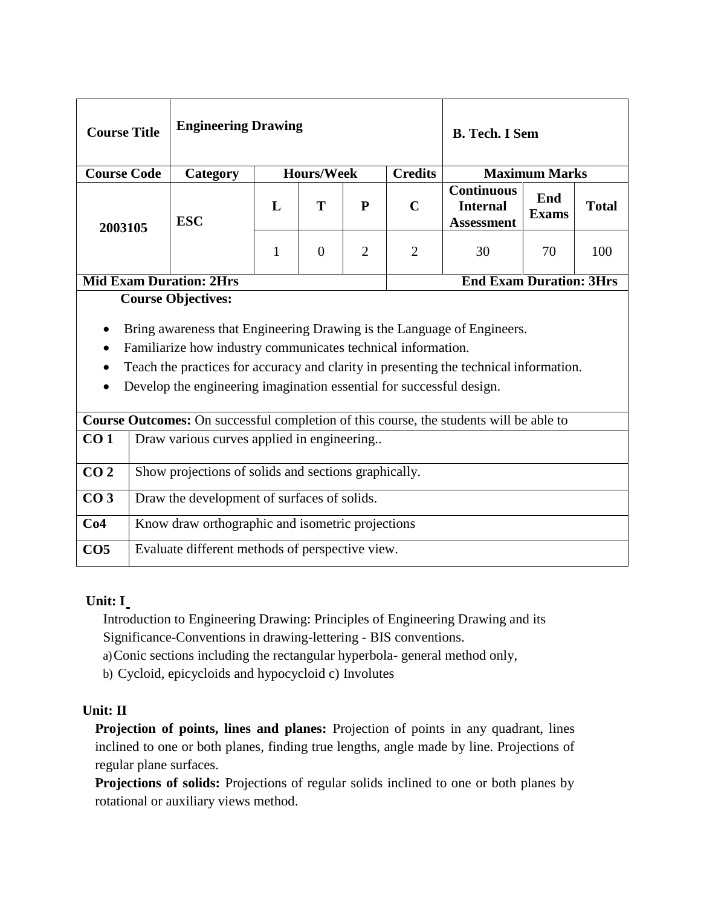| Course Title | Engineering Drawing | | | | | B. Tech. I Sem | | |
|---|---|---|---|---|---|---|---|---|
| Course Code | Category | Hours/Week | | | Credits | Maximum Marks | | |
| 2003105 | ESC | L | T | P | C | Continuous Internal Assessment | End Exams | Total |
| | | 1 | 0 | 2 | 2 | 30 | 70 | 100 |
| Mid Exam Duration: 2Hrs | | | | | End Exam Duration: 3Hrs | | | |

**Course Objectives:**

- Bring awareness that Engineering Drawing is the Language of Engineers.
- Familiarize how industry communicates technical information.
- Teach the practices for accuracy and clarity in presenting the technical information.
- Develop the engineering imagination essential for successful design.

**Course Outcomes:** On successful completion of this course, the students will be able to

| | |
|---|---|
| **CO 1** | Draw various curves applied in engineering.. |
| **CO 2** | Show projections of solids and sections graphically. |
| **CO 3** | Draw the development of surfaces of solids. |
| **Co4** | Know draw orthographic and isometric projections |
| **CO5** | Evaluate different methods of perspective view. |

**Unit: I**

Introduction to Engineering Drawing: Principles of Engineering Drawing and its Significance-Conventions in drawing-lettering - BIS conventions.

a) Conic sections including the rectangular hyperbola- general method only,

b) Cycloid, epicycloids and hypocycloid c) Involutes

**Unit: II**

**Projection of points, lines and planes:** Projection of points in any quadrant, lines inclined to one or both planes, finding true lengths, angle made by line. Projections of regular plane surfaces.

**Projections of solids:** Projections of regular solids inclined to one or both planes by rotational or auxiliary views method.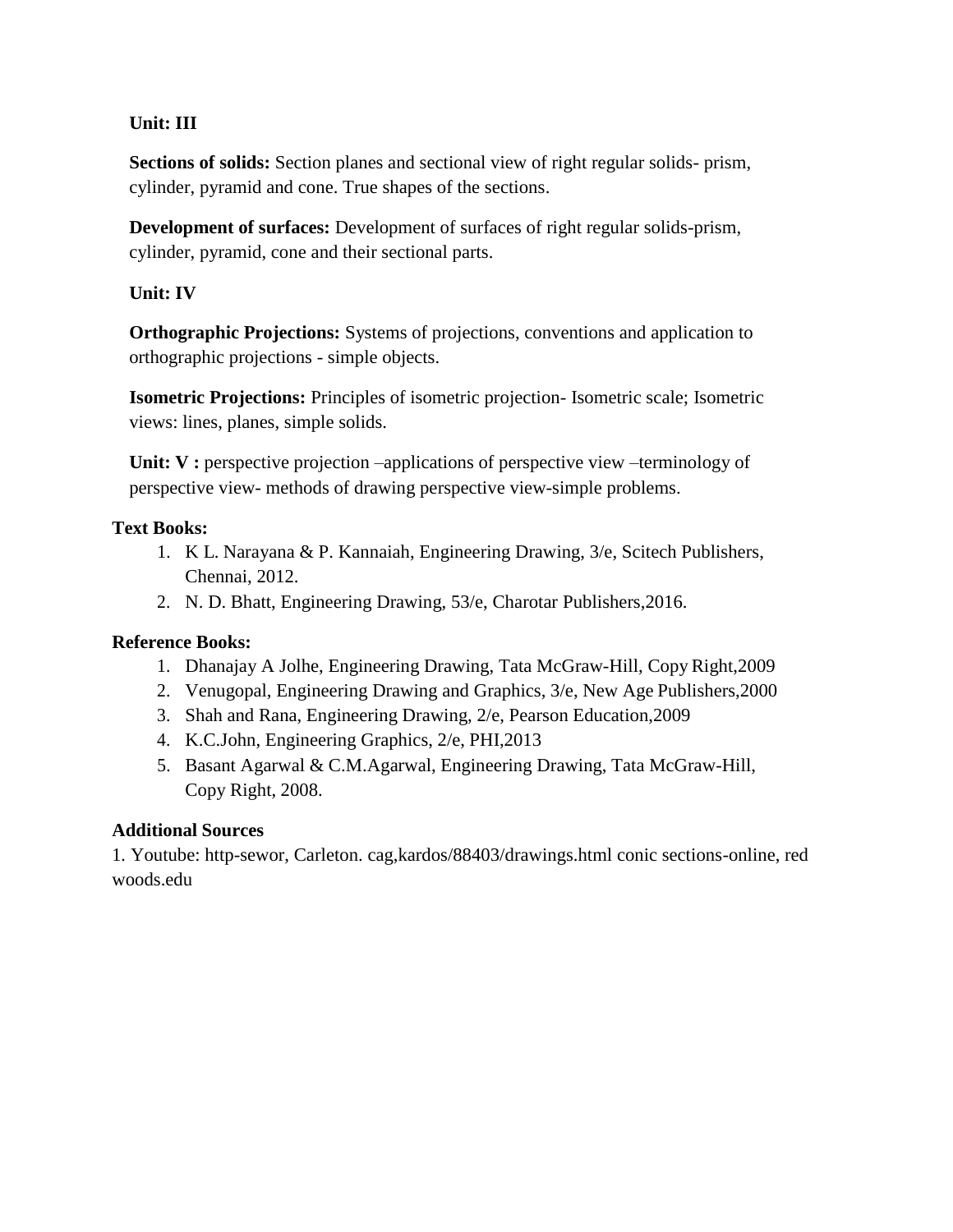**Unit: III**

**Sections of solids:** Section planes and sectional view of right regular solids- prism, cylinder, pyramid and cone. True shapes of the sections.

**Development of surfaces:** Development of surfaces of right regular solids-prism, cylinder, pyramid, cone and their sectional parts.

**Unit: IV**

**Orthographic Projections:** Systems of projections, conventions and application to orthographic projections - simple objects.

**Isometric Projections:** Principles of isometric projection- Isometric scale; Isometric views: lines, planes, simple solids.

**Unit: V :** perspective projection –applications of perspective view –terminology of perspective view- methods of drawing perspective view-simple problems.

**Text Books:**

1. K L. Narayana & P. Kannaiah, Engineering Drawing, 3/e, Scitech Publishers, Chennai, 2012.
2. N. D. Bhatt, Engineering Drawing, 53/e, Charotar Publishers,2016.

**Reference Books:**

1. Dhanajay A Jolhe, Engineering Drawing, Tata McGraw-Hill, Copy Right,2009
2. Venugopal, Engineering Drawing and Graphics, 3/e, New Age Publishers,2000
3. Shah and Rana, Engineering Drawing, 2/e, Pearson Education,2009
4. K.C.John, Engineering Graphics, 2/e, PHI,2013
5. Basant Agarwal & C.M.Agarwal, Engineering Drawing, Tata McGraw-Hill, Copy Right, 2008.

**Additional Sources**

1. Youtube: http-sewor, Carleton. cag,kardos/88403/drawings.html conic sections-online, red woods.edu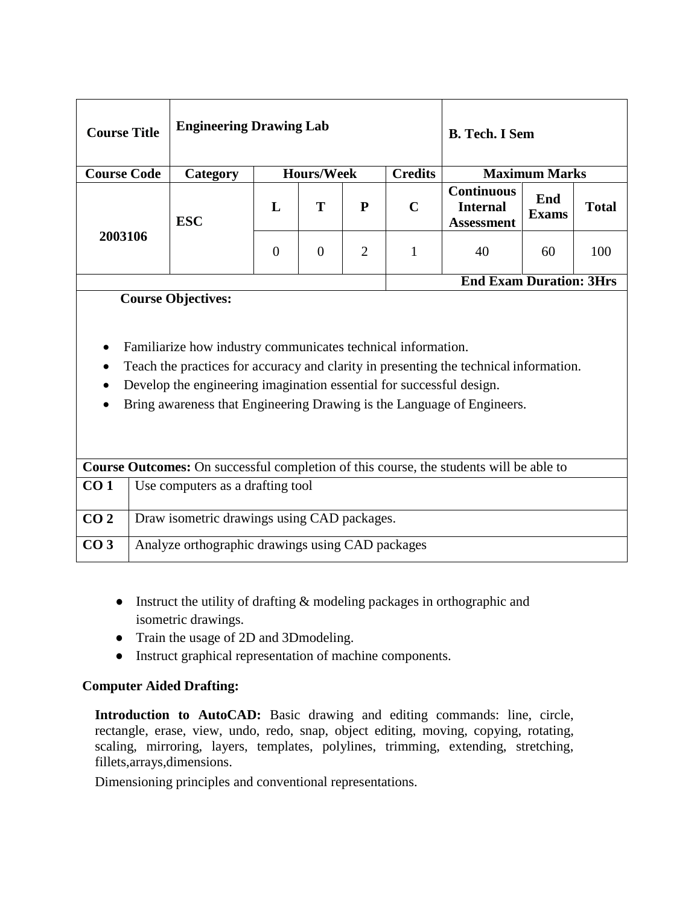| Course Title | Engineering Drawing Lab | | | | | B. Tech. I Sem | | |
|---|---|---|---|---|---|---|---|---|
| Course Code | Category | Hours/Week | | | Credits | Maximum Marks | | |
| 2003106 | ESC | L | T | P | C | Continuous Internal Assessment | End Exams | Total |
| | | 0 | 0 | 2 | 1 | 40 | 60 | 100 |
| | | | | | End Exam Duration: 3Hrs | | | |

**Course Objectives:**

- Familiarize how industry communicates technical information.
- Teach the practices for accuracy and clarity in presenting the technical information.
- Develop the engineering imagination essential for successful design.
- Bring awareness that Engineering Drawing is the Language of Engineers.

**Course Outcomes:** On successful completion of this course, the students will be able to

| | |
|---|---|
| **CO 1** | Use computers as a drafting tool |
| **CO 2** | Draw isometric drawings using CAD packages. |
| **CO 3** | Analyze orthographic drawings using CAD packages |

- Instruct the utility of drafting & modeling packages in orthographic and isometric drawings.
- Train the usage of 2D and 3Dmodeling.
- Instruct graphical representation of machine components.

**Computer Aided Drafting:**

**Introduction to AutoCAD:** Basic drawing and editing commands: line, circle, rectangle, erase, view, undo, redo, snap, object editing, moving, copying, rotating, scaling, mirroring, layers, templates, polylines, trimming, extending, stretching, fillets,arrays,dimensions.

Dimensioning principles and conventional representations.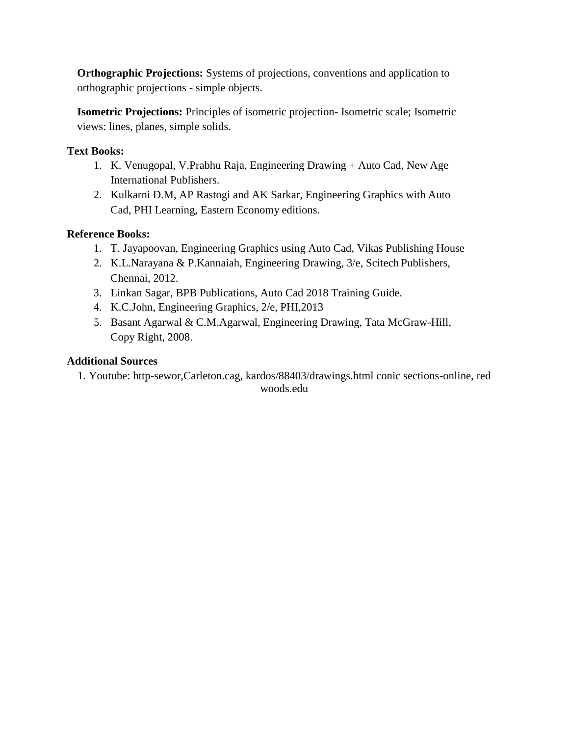**Orthographic Projections:** Systems of projections, conventions and application to orthographic projections - simple objects.

**Isometric Projections:** Principles of isometric projection- Isometric scale; Isometric views: lines, planes, simple solids.

**Text Books:**

1. K. Venugopal, V.Prabhu Raja, Engineering Drawing + Auto Cad, New Age International Publishers.
2. Kulkarni D.M, AP Rastogi and AK Sarkar, Engineering Graphics with Auto Cad, PHI Learning, Eastern Economy editions.

**Reference Books:**

1. T. Jayapoovan, Engineering Graphics using Auto Cad, Vikas Publishing House
2. K.L.Narayana & P.Kannaiah, Engineering Drawing, 3/e, Scitech Publishers, Chennai, 2012.
3. Linkan Sagar, BPB Publications, Auto Cad 2018 Training Guide.
4. K.C.John, Engineering Graphics, 2/e, PHI,2013
5. Basant Agarwal & C.M.Agarwal, Engineering Drawing, Tata McGraw-Hill, Copy Right, 2008.

**Additional Sources**

1. Youtube: http-sewor,Carleton.cag, kardos/88403/drawings.html conic sections-online, red woods.edu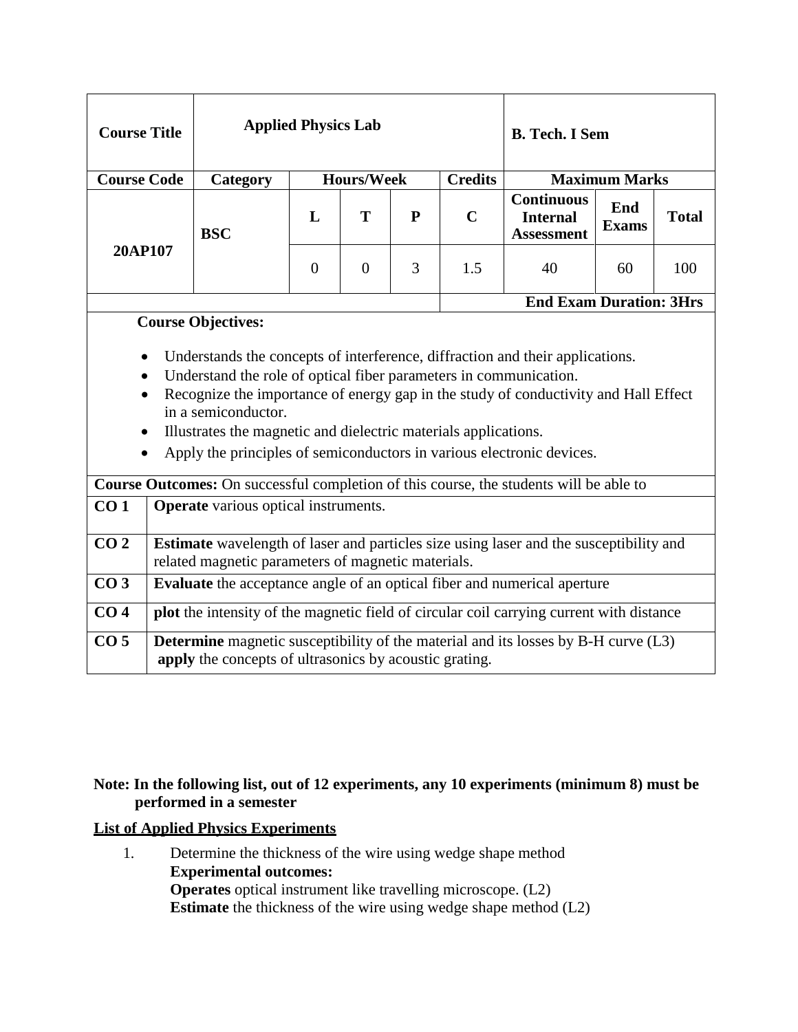| Course Title | Applied Physics Lab | | | | | B. Tech. I Sem | | |
|---|---|---|---|---|---|---|---|---|
| **Course Code** | **Category** | **Hours/Week** | | | **Credits** | **Maximum Marks** | | |
| 20AP107 | BSC | L | T | P | C | Continuous Internal Assessment | End Exams | Total |
| | | 0 | 0 | 3 | 1.5 | 40 | 60 | 100 |
| | | | | | **End Exam Duration: 3Hrs** | | | |

**Course Objectives:**

- Understands the concepts of interference, diffraction and their applications.
- Understand the role of optical fiber parameters in communication.
- Recognize the importance of energy gap in the study of conductivity and Hall Effect in a semiconductor.
- Illustrates the magnetic and dielectric materials applications.
- Apply the principles of semiconductors in various electronic devices.

**Course Outcomes:** On successful completion of this course, the students will be able to

| | |
|---|---|
| **CO 1** | **Operate** various optical instruments. |
| **CO 2** | **Estimate** wavelength of laser and particles size using laser and the susceptibility and related magnetic parameters of magnetic materials. |
| **CO 3** | **Evaluate** the acceptance angle of an optical fiber and numerical aperture |
| **CO 4** | **plot** the intensity of the magnetic field of circular coil carrying current with distance |
| **CO 5** | **Determine** magnetic susceptibility of the material and its losses by B-H curve (L3) **apply** the concepts of ultrasonics by acoustic grating. |

**Note: In the following list, out of 12 experiments, any 10 experiments (minimum 8) must be performed in a semester**

**List of Applied Physics Experiments**

1. Determine the thickness of the wire using wedge shape method
   **Experimental outcomes:**
   **Operates** optical instrument like travelling microscope. (L2)
   **Estimate** the thickness of the wire using wedge shape method (L2)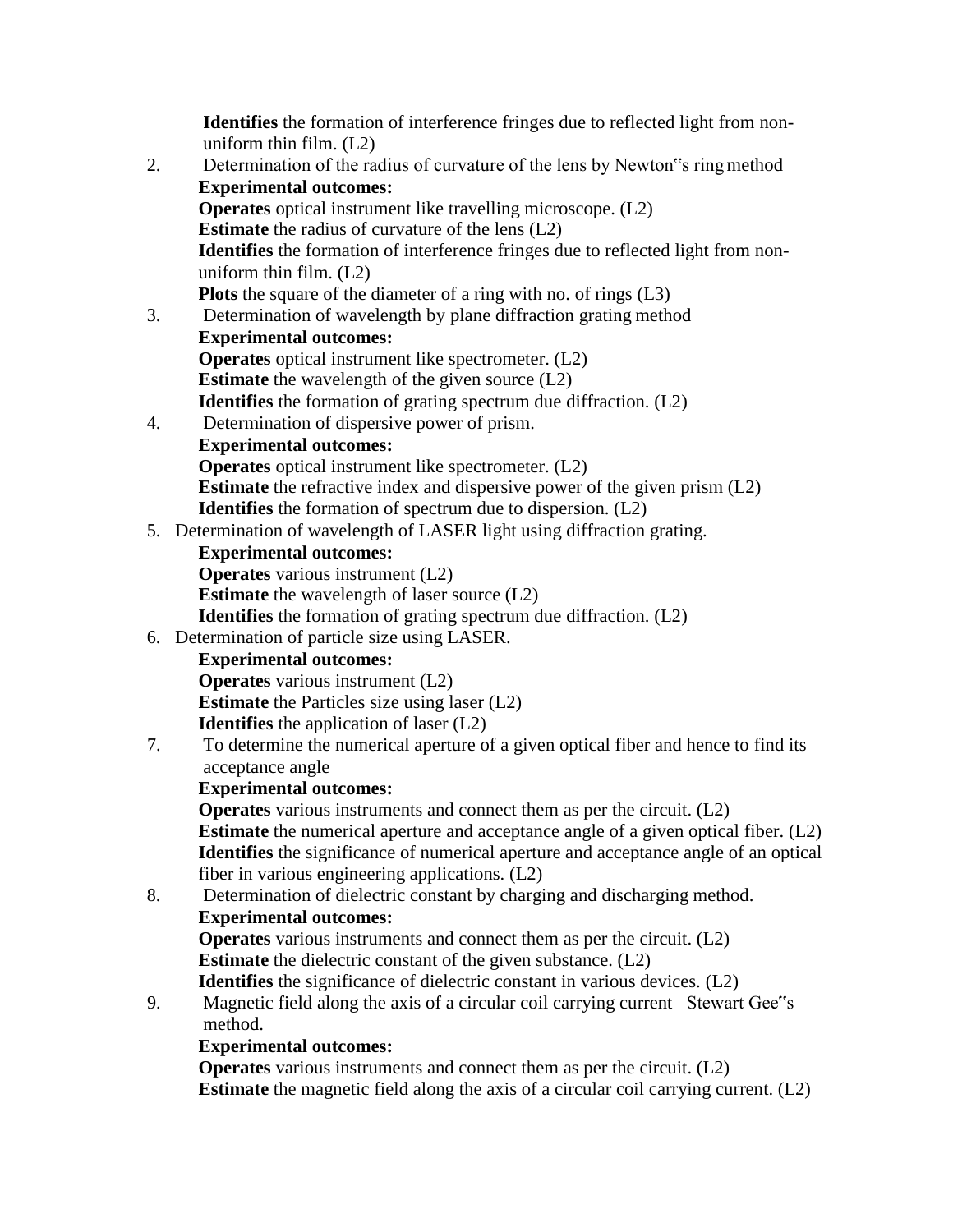**Identifies** the formation of interference fringes due to reflected light from non-uniform thin film. (L2)

2. Determination of the radius of curvature of the lens by Newton"s ring method

   **Experimental outcomes:**

   **Operates** optical instrument like travelling microscope. (L2)

   **Estimate** the radius of curvature of the lens (L2)

   **Identifies** the formation of interference fringes due to reflected light from non-uniform thin film. (L2)

   **Plots** the square of the diameter of a ring with no. of rings (L3)

3. Determination of wavelength by plane diffraction grating method

   **Experimental outcomes:**

   **Operates** optical instrument like spectrometer. (L2)

   **Estimate** the wavelength of the given source (L2)

   **Identifies** the formation of grating spectrum due diffraction. (L2)

4. Determination of dispersive power of prism.

   **Experimental outcomes:**

   **Operates** optical instrument like spectrometer. (L2)

   **Estimate** the refractive index and dispersive power of the given prism (L2)

   **Identifies** the formation of spectrum due to dispersion. (L2)

5. Determination of wavelength of LASER light using diffraction grating.

   **Experimental outcomes:**

   **Operates** various instrument (L2)

   **Estimate** the wavelength of laser source (L2)

   **Identifies** the formation of grating spectrum due diffraction. (L2)

6. Determination of particle size using LASER.

   **Experimental outcomes:**

   **Operates** various instrument (L2)

   **Estimate** the Particles size using laser (L2)

   **Identifies** the application of laser (L2)

7. To determine the numerical aperture of a given optical fiber and hence to find its acceptance angle

   **Experimental outcomes:**

   **Operates** various instruments and connect them as per the circuit. (L2)

   **Estimate** the numerical aperture and acceptance angle of a given optical fiber. (L2)

   **Identifies** the significance of numerical aperture and acceptance angle of an optical fiber in various engineering applications. (L2)

8. Determination of dielectric constant by charging and discharging method.

   **Experimental outcomes:**

   **Operates** various instruments and connect them as per the circuit. (L2)

   **Estimate** the dielectric constant of the given substance. (L2)

   **Identifies** the significance of dielectric constant in various devices. (L2)

9. Magnetic field along the axis of a circular coil carrying current –Stewart Gee"s method.

   **Experimental outcomes:**

   **Operates** various instruments and connect them as per the circuit. (L2)

   **Estimate** the magnetic field along the axis of a circular coil carrying current. (L2)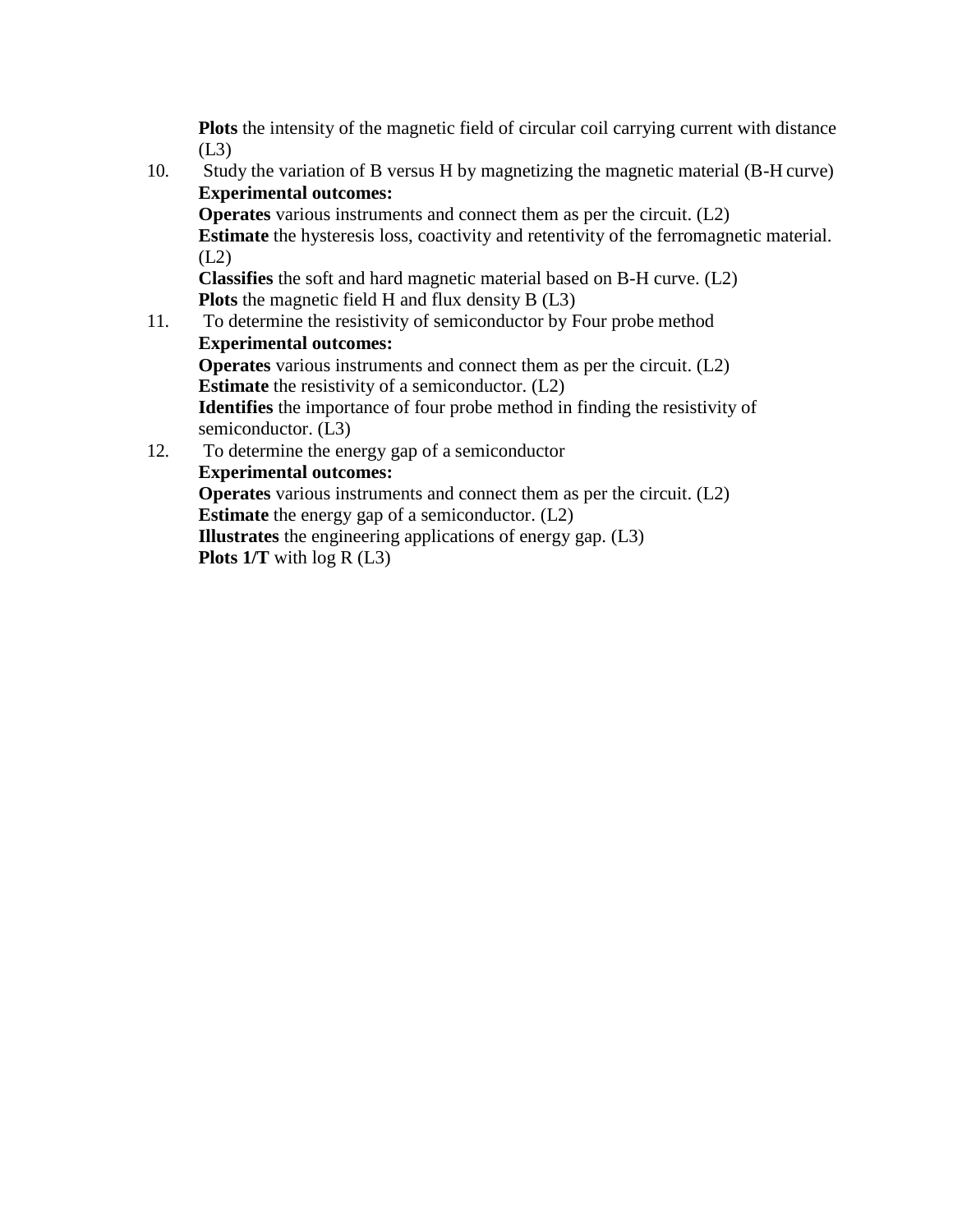**Plots** the intensity of the magnetic field of circular coil carrying current with distance (L3)

10. Study the variation of B versus H by magnetizing the magnetic material (B-H curve)
    **Experimental outcomes:**
    **Operates** various instruments and connect them as per the circuit. (L2)
    **Estimate** the hysteresis loss, coactivity and retentivity of the ferromagnetic material. (L2)
    **Classifies** the soft and hard magnetic material based on B-H curve. (L2)
    **Plots** the magnetic field H and flux density B (L3)

11. To determine the resistivity of semiconductor by Four probe method
    **Experimental outcomes:**
    **Operates** various instruments and connect them as per the circuit. (L2)
    **Estimate** the resistivity of a semiconductor. (L2)
    **Identifies** the importance of four probe method in finding the resistivity of semiconductor. (L3)

12. To determine the energy gap of a semiconductor
    **Experimental outcomes:**
    **Operates** various instruments and connect them as per the circuit. (L2)
    **Estimate** the energy gap of a semiconductor. (L2)
    **Illustrates** the engineering applications of energy gap. (L3)
    **Plots 1/T** with log R (L3)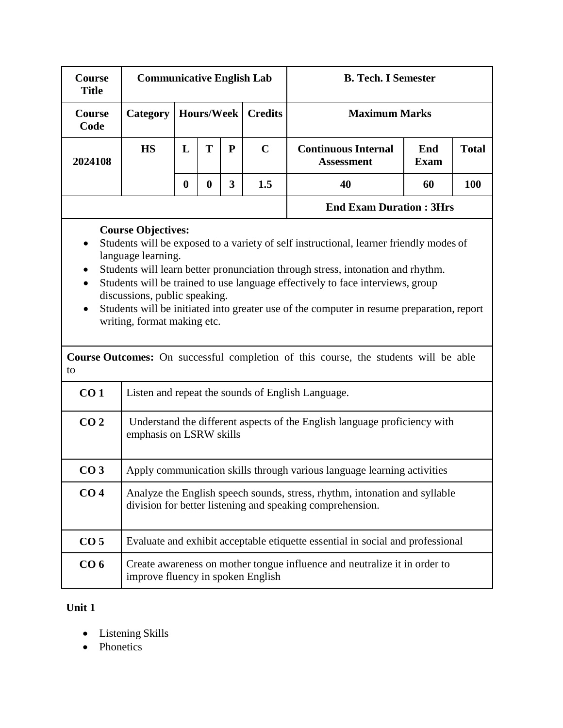| Course Title | Communicative English Lab | | | | | B. Tech. I Semester | | |
|---|---|---|---|---|---|---|---|---|
| Course Code | Category | Hours/Week | | | Credits | Maximum Marks | | |
| 2024108 | HS | L | T | P | C | Continuous Internal Assessment | End Exam | Total |
| | | 0 | 0 | 3 | 1.5 | 40 | 60 | 100 |
| | | | | | | End Exam Duration : 3Hrs | | |

**Course Objectives:**

- Students will be exposed to a variety of self instructional, learner friendly modes of language learning.
- Students will learn better pronunciation through stress, intonation and rhythm.
- Students will be trained to use language effectively to face interviews, group discussions, public speaking.
- Students will be initiated into greater use of the computer in resume preparation, report writing, format making etc.

**Course Outcomes:** On successful completion of this course, the students will be able to

| | |
|---|---|
| **CO 1** | Listen and repeat the sounds of English Language. |
| **CO 2** | Understand the different aspects of the English language proficiency with emphasis on LSRW skills |
| **CO 3** | Apply communication skills through various language learning activities |
| **CO 4** | Analyze the English speech sounds, stress, rhythm, intonation and syllable division for better listening and speaking comprehension. |
| **CO 5** | Evaluate and exhibit acceptable etiquette essential in social and professional |
| **CO 6** | Create awareness on mother tongue influence and neutralize it in order to improve fluency in spoken English |

**Unit 1**

- Listening Skills
- Phonetics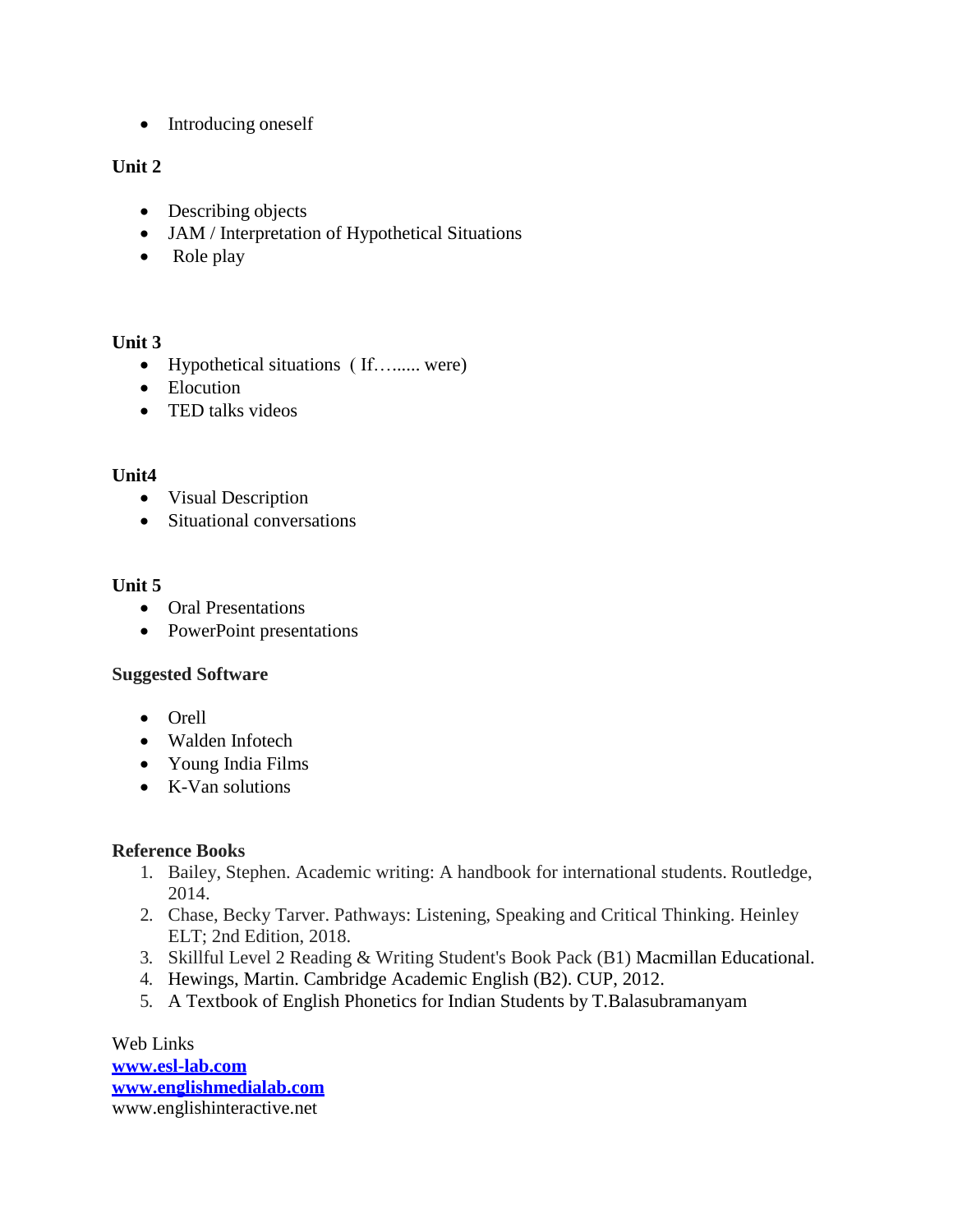- Introducing oneself

**Unit 2**

- Describing objects
- JAM / Interpretation of Hypothetical Situations
- Role play

**Unit 3**

- Hypothetical situations ( If…...... were)
- Elocution
- TED talks videos

**Unit4**

- Visual Description
- Situational conversations

**Unit 5**

- Oral Presentations
- PowerPoint presentations

**Suggested Software**

- Orell
- Walden Infotech
- Young India Films
- K-Van solutions

**Reference Books**

1. Bailey, Stephen. Academic writing: A handbook for international students. Routledge, 2014.
2. Chase, Becky Tarver. Pathways: Listening, Speaking and Critical Thinking. Heinley ELT; 2nd Edition, 2018.
3. Skillful Level 2 Reading & Writing Student's Book Pack (B1) Macmillan Educational.
4. Hewings, Martin. Cambridge Academic English (B2). CUP, 2012.
5. A Textbook of English Phonetics for Indian Students by T.Balasubramanyam

Web Links
**www.esl-lab.com**
**www.englishmedialab.com**
www.englishinteractive.net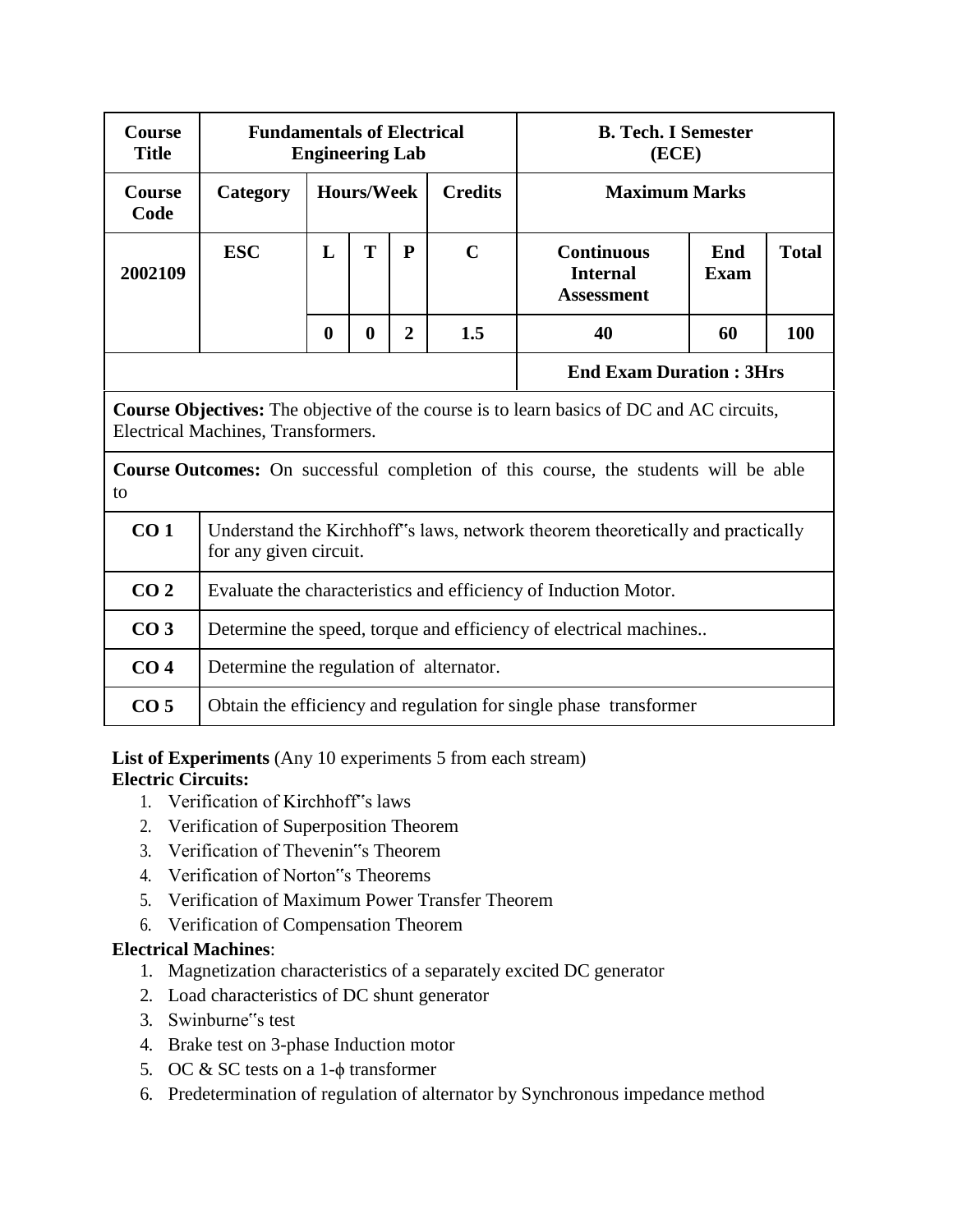| Course Title | Fundamentals of Electrical Engineering Lab | | | | | B. Tech. I Semester (ECE) | | |
|---|---|---|---|---|---|---|---|---|
| Course Code | Category | Hours/Week | | | Credits | Maximum Marks | | |
| 2002109 | ESC | L | T | P | C | Continuous Internal Assessment | End Exam | Total |
| | | 0 | 0 | 2 | 1.5 | 40 | 60 | 100 |
| | | | | | | End Exam Duration : 3Hrs | | |

**Course Objectives:** The objective of the course is to learn basics of DC and AC circuits, Electrical Machines, Transformers.

**Course Outcomes:** On successful completion of this course, the students will be able to

| | |
|---|---|
| **CO 1** | Understand the Kirchhoff"s laws, network theorem theoretically and practically for any given circuit. |
| **CO 2** | Evaluate the characteristics and efficiency of Induction Motor. |
| **CO 3** | Determine the speed, torque and efficiency of electrical machines.. |
| **CO 4** | Determine the regulation of alternator. |
| **CO 5** | Obtain the efficiency and regulation for single phase transformer |

**List of Experiments** (Any 10 experiments 5 from each stream)

**Electric Circuits:**

1. Verification of Kirchhoff"s laws
2. Verification of Superposition Theorem
3. Verification of Thevenin"s Theorem
4. Verification of Norton"s Theorems
5. Verification of Maximum Power Transfer Theorem
6. Verification of Compensation Theorem

**Electrical Machines**:

1. Magnetization characteristics of a separately excited DC generator
2. Load characteristics of DC shunt generator
3. Swinburne"s test
4. Brake test on 3-phase Induction motor
5. OC & SC tests on a 1-ϕ transformer
6. Predetermination of regulation of alternator by Synchronous impedance method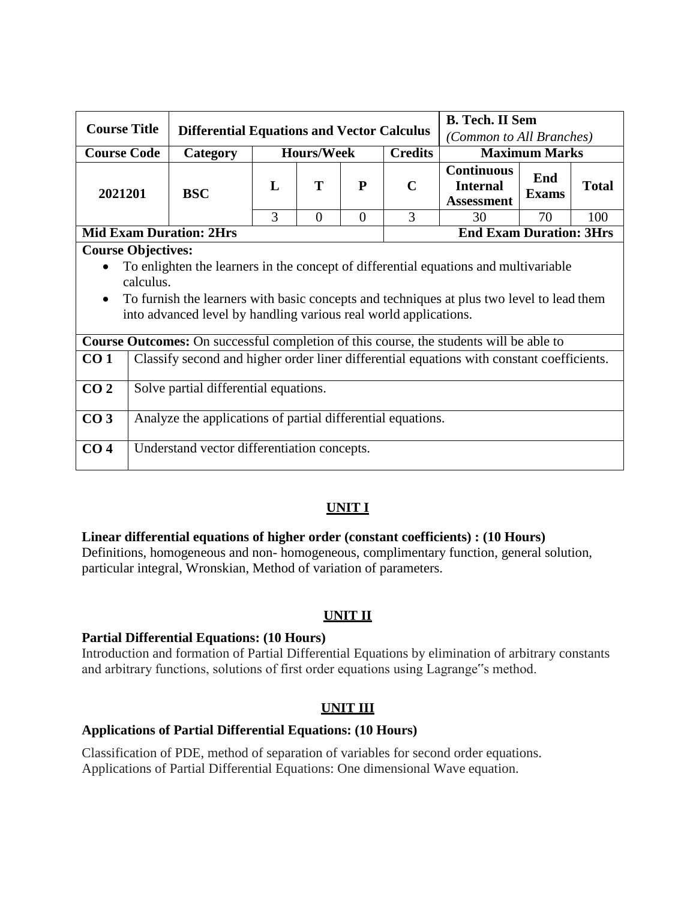| Course Title | Differential Equations and Vector Calculus | | | | | B. Tech. II Sem *(Common to All Branches)* | | |
|---|---|---|---|---|---|---|---|---|
| **Course Code** | **Category** | **Hours/Week** | | | **Credits** | **Maximum Marks** | | |
| **2021201** | **BSC** | **L** | **T** | **P** | **C** | **Continuous Internal Assessment** | **End Exams** | **Total** |
| | | 3 | 0 | 0 | 3 | 30 | 70 | 100 |
| **Mid Exam Duration: 2Hrs** | | | | | | **End Exam Duration: 3Hrs** | | |

**Course Objectives:**

- To enlighten the learners in the concept of differential equations and multivariable calculus.
- To furnish the learners with basic concepts and techniques at plus two level to lead them into advanced level by handling various real world applications.

**Course Outcomes:** On successful completion of this course, the students will be able to

| | |
|---|---|
| **CO 1** | Classify second and higher order liner differential equations with constant coefficients. |
| **CO 2** | Solve partial differential equations. |
| **CO 3** | Analyze the applications of partial differential equations. |
| **CO 4** | Understand vector differentiation concepts. |

## UNIT I

**Linear differential equations of higher order (constant coefficients) : (10 Hours)**

Definitions, homogeneous and non- homogeneous, complimentary function, general solution, particular integral, Wronskian, Method of variation of parameters.

## UNIT II

**Partial Differential Equations: (10 Hours)**

Introduction and formation of Partial Differential Equations by elimination of arbitrary constants and arbitrary functions, solutions of first order equations using Lagrange"s method.

## UNIT III

**Applications of Partial Differential Equations: (10 Hours)**

Classification of PDE, method of separation of variables for second order equations. Applications of Partial Differential Equations: One dimensional Wave equation.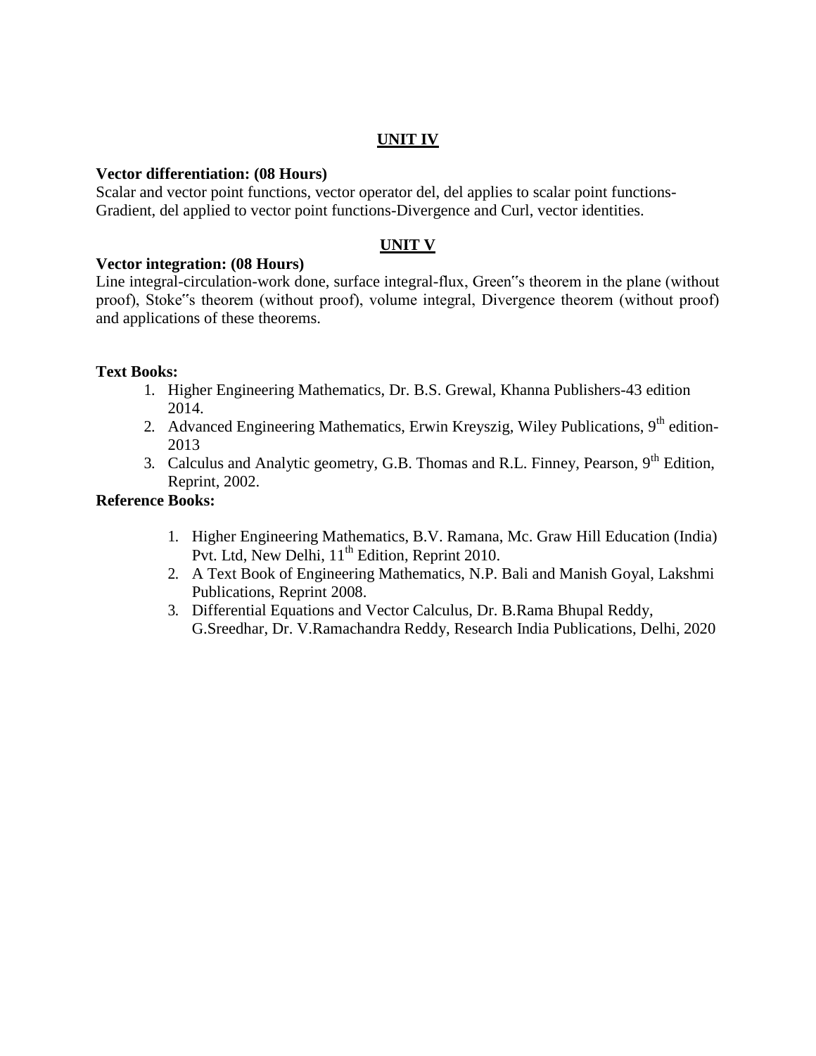## UNIT IV

**Vector differentiation: (08 Hours)**

Scalar and vector point functions, vector operator del, del applies to scalar point functions-Gradient, del applied to vector point functions-Divergence and Curl, vector identities.

## UNIT V

**Vector integration: (08 Hours)**

Line integral-circulation-work done, surface integral-flux, Green"s theorem in the plane (without proof), Stoke"s theorem (without proof), volume integral, Divergence theorem (without proof) and applications of these theorems.

**Text Books:**

1. Higher Engineering Mathematics, Dr. B.S. Grewal, Khanna Publishers-43 edition 2014.
2. Advanced Engineering Mathematics, Erwin Kreyszig, Wiley Publications, 9th edition-2013
3. Calculus and Analytic geometry, G.B. Thomas and R.L. Finney, Pearson, 9th Edition, Reprint, 2002.

**Reference Books:**

1. Higher Engineering Mathematics, B.V. Ramana, Mc. Graw Hill Education (India) Pvt. Ltd, New Delhi, 11th Edition, Reprint 2010.
2. A Text Book of Engineering Mathematics, N.P. Bali and Manish Goyal, Lakshmi Publications, Reprint 2008.
3. Differential Equations and Vector Calculus, Dr. B.Rama Bhupal Reddy, G.Sreedhar, Dr. V.Ramachandra Reddy, Research India Publications, Delhi, 2020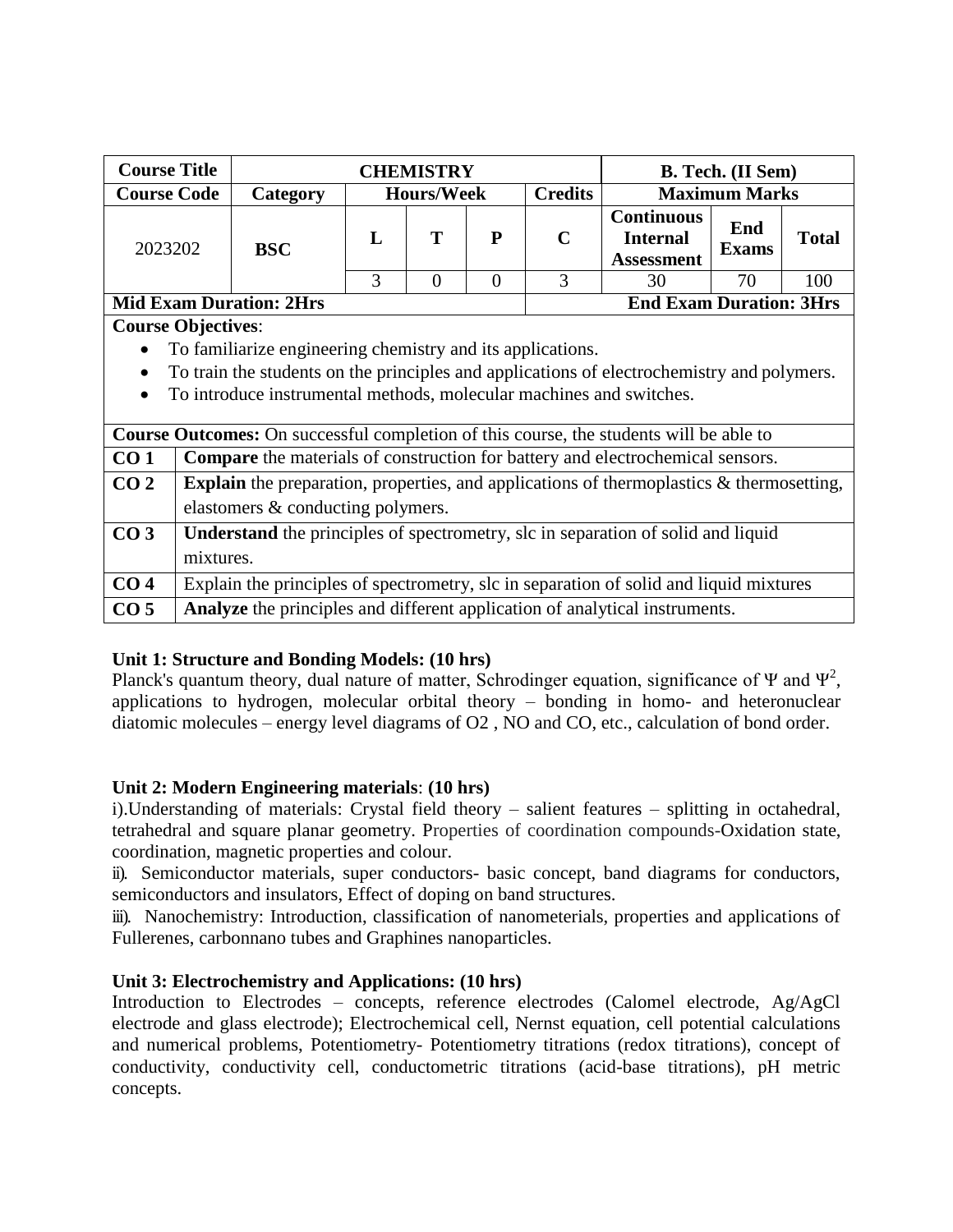| Course Title | CHEMISTRY | | | | | B. Tech. (II Sem) | | |
|---|---|---|---|---|---|---|---|---|
| **Course Code** | **Category** | **Hours/Week** | | | **Credits** | **Maximum Marks** | | |
| 2023202 | **BSC** | **L** | **T** | **P** | **C** | **Continuous Internal Assessment** | **End Exams** | **Total** |
| | | 3 | 0 | 0 | 3 | 30 | 70 | 100 |
| **Mid Exam Duration: 2Hrs** | | | | | **End Exam Duration: 3Hrs** | | | |

**Course Objectives**:

- To familiarize engineering chemistry and its applications.
- To train the students on the principles and applications of electrochemistry and polymers.
- To introduce instrumental methods, molecular machines and switches.

**Course Outcomes:** On successful completion of this course, the students will be able to

| | |
|---|---|
| **CO 1** | **Compare** the materials of construction for battery and electrochemical sensors. |
| **CO 2** | **Explain** the preparation, properties, and applications of thermoplastics & thermosetting, elastomers & conducting polymers. |
| **CO 3** | **Understand** the principles of spectrometry, slc in separation of solid and liquid mixtures. |
| **CO 4** | Explain the principles of spectrometry, slc in separation of solid and liquid mixtures |
| **CO 5** | **Analyze** the principles and different application of analytical instruments. |

**Unit 1: Structure and Bonding Models: (10 hrs)**

Planck's quantum theory, dual nature of matter, Schrodinger equation, significance of $\Psi$ and $\Psi^2$, applications to hydrogen, molecular orbital theory – bonding in homo- and heteronuclear diatomic molecules – energy level diagrams of O2 , NO and CO, etc., calculation of bond order.

**Unit 2: Modern Engineering materials**: **(10 hrs)**

i).Understanding of materials: Crystal field theory – salient features – splitting in octahedral, tetrahedral and square planar geometry. Properties of coordination compounds-Oxidation state, coordination, magnetic properties and colour.

ii). Semiconductor materials, super conductors- basic concept, band diagrams for conductors, semiconductors and insulators, Effect of doping on band structures.

iii). Nanochemistry: Introduction, classification of nanometerials, properties and applications of Fullerenes, carbonnano tubes and Graphines nanoparticles.

**Unit 3: Electrochemistry and Applications: (10 hrs)**

Introduction to Electrodes – concepts, reference electrodes (Calomel electrode, Ag/AgCl electrode and glass electrode); Electrochemical cell, Nernst equation, cell potential calculations and numerical problems, Potentiometry- Potentiometry titrations (redox titrations), concept of conductivity, conductivity cell, conductometric titrations (acid-base titrations), pH metric concepts.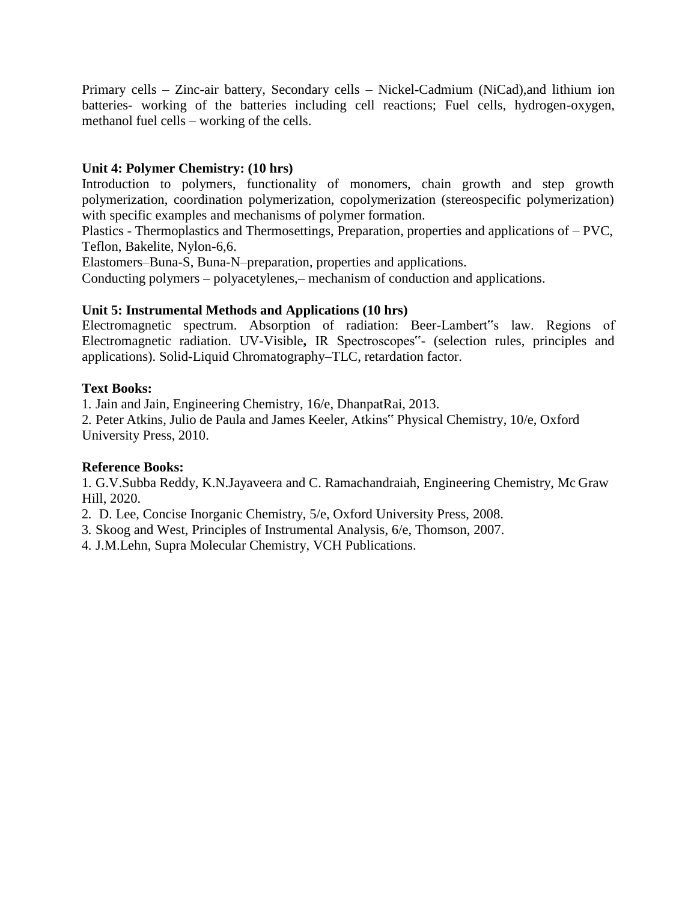Primary cells – Zinc-air battery, Secondary cells – Nickel-Cadmium (NiCad),and lithium ion batteries- working of the batteries including cell reactions; Fuel cells, hydrogen-oxygen, methanol fuel cells – working of the cells.

**Unit 4: Polymer Chemistry: (10 hrs)**

Introduction to polymers, functionality of monomers, chain growth and step growth polymerization, coordination polymerization, copolymerization (stereospecific polymerization) with specific examples and mechanisms of polymer formation.

Plastics - Thermoplastics and Thermosettings, Preparation, properties and applications of – PVC, Teflon, Bakelite, Nylon-6,6.

Elastomers–Buna-S, Buna-N–preparation, properties and applications.

Conducting polymers – polyacetylenes,– mechanism of conduction and applications.

**Unit 5: Instrumental Methods and Applications (10 hrs)**

Electromagnetic spectrum. Absorption of radiation: Beer-Lambert‟s law. Regions of Electromagnetic radiation. UV-Visible**,** IR Spectroscopes‟- (selection rules, principles and applications). Solid-Liquid Chromatography–TLC, retardation factor.

**Text Books:**

1. Jain and Jain, Engineering Chemistry, 16/e, DhanpatRai, 2013.
2. Peter Atkins, Julio de Paula and James Keeler, Atkins‟ Physical Chemistry, 10/e, Oxford University Press, 2010.

**Reference Books:**

1. G.V.Subba Reddy, K.N.Jayaveera and C. Ramachandraiah, Engineering Chemistry, Mc Graw Hill, 2020.
2. D. Lee, Concise Inorganic Chemistry, 5/e, Oxford University Press, 2008.
3. Skoog and West, Principles of Instrumental Analysis, 6/e, Thomson, 2007.
4. J.M.Lehn, Supra Molecular Chemistry, VCH Publications.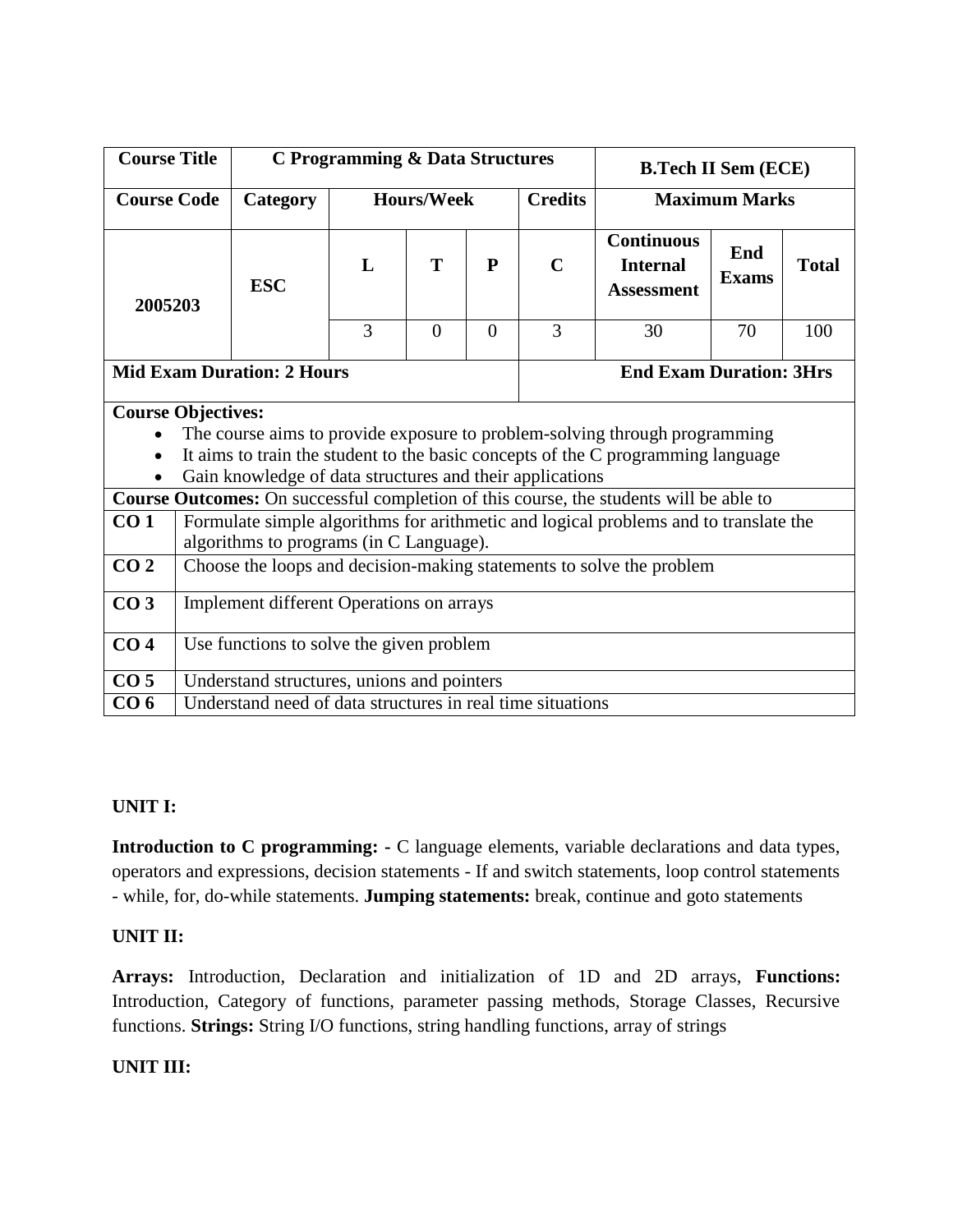| Course Title | C Programming & Data Structures | | | | | B.Tech II Sem (ECE) | | |
|---|---|---|---|---|---|---|---|---|
| **Course Code** | **Category** | **Hours/Week** | | | **Credits** | **Maximum Marks** | | |
| 2005203 | ESC | **L** | **T** | **P** | **C** | **Continuous Internal Assessment** | **End Exams** | **Total** |
| | | 3 | 0 | 0 | 3 | 30 | 70 | 100 |
| **Mid Exam Duration: 2 Hours** | | | | | **End Exam Duration: 3Hrs** | | | |

**Course Objectives:**

- The course aims to provide exposure to problem-solving through programming
- It aims to train the student to the basic concepts of the C programming language
- Gain knowledge of data structures and their applications

**Course Outcomes:** On successful completion of this course, the students will be able to

| | |
|---|---|
| **CO 1** | Formulate simple algorithms for arithmetic and logical problems and to translate the algorithms to programs (in C Language). |
| **CO 2** | Choose the loops and decision-making statements to solve the problem |
| **CO 3** | Implement different Operations on arrays |
| **CO 4** | Use functions to solve the given problem |
| **CO 5** | Understand structures, unions and pointers |
| **CO 6** | Understand need of data structures in real time situations |

**UNIT I:**

**Introduction to C programming: -** C language elements, variable declarations and data types, operators and expressions, decision statements - If and switch statements, loop control statements - while, for, do-while statements. **Jumping statements:** break, continue and goto statements

**UNIT II:**

**Arrays:** Introduction, Declaration and initialization of 1D and 2D arrays, **Functions:** Introduction, Category of functions, parameter passing methods, Storage Classes, Recursive functions. **Strings:** String I/O functions, string handling functions, array of strings

**UNIT III:**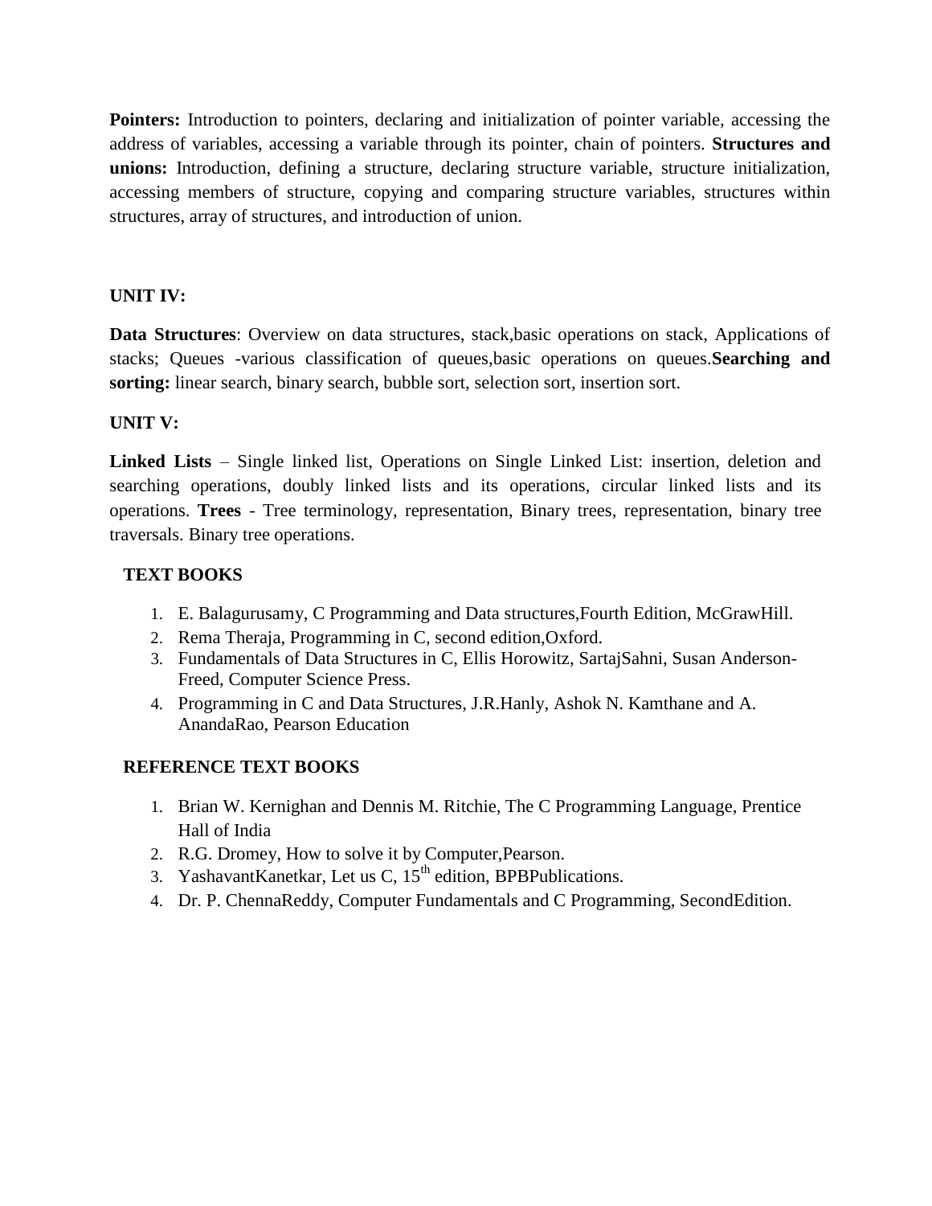**Pointers:** Introduction to pointers, declaring and initialization of pointer variable, accessing the address of variables, accessing a variable through its pointer, chain of pointers. **Structures and unions:** Introduction, defining a structure, declaring structure variable, structure initialization, accessing members of structure, copying and comparing structure variables, structures within structures, array of structures, and introduction of union.

**UNIT IV:**

**Data Structures**: Overview on data structures, stack,basic operations on stack, Applications of stacks; Queues -various classification of queues,basic operations on queues.**Searching and sorting:** linear search, binary search, bubble sort, selection sort, insertion sort.

**UNIT V:**

**Linked Lists** – Single linked list, Operations on Single Linked List: insertion, deletion and searching operations, doubly linked lists and its operations, circular linked lists and its operations. **Trees** - Tree terminology, representation, Binary trees, representation, binary tree traversals. Binary tree operations.

**TEXT BOOKS**

1. E. Balagurusamy, C Programming and Data structures,Fourth Edition, McGrawHill.
2. Rema Theraja, Programming in C, second edition,Oxford.
3. Fundamentals of Data Structures in C, Ellis Horowitz, SartajSahni, Susan Anderson-Freed, Computer Science Press.
4. Programming in C and Data Structures, J.R.Hanly, Ashok N. Kamthane and A. AnandaRao, Pearson Education

**REFERENCE TEXT BOOKS**

1. Brian W. Kernighan and Dennis M. Ritchie, The C Programming Language, Prentice Hall of India
2. R.G. Dromey, How to solve it by Computer,Pearson.
3. YashavantKanetkar, Let us C, 15th edition, BPBPublications.
4. Dr. P. ChennaReddy, Computer Fundamentals and C Programming, SecondEdition.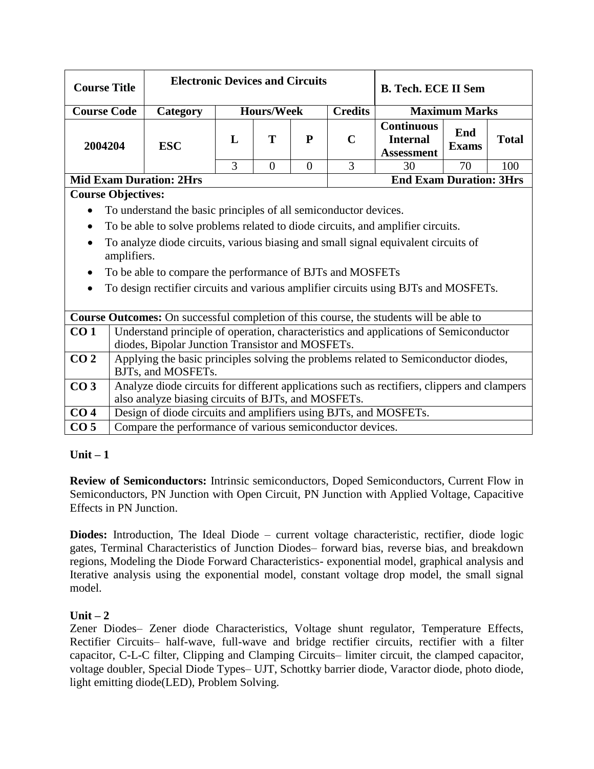| Course Title | Electronic Devices and Circuits | | | | | B. Tech. ECE II Sem | | |
|---|---|---|---|---|---|---|---|---|
| Course Code | Category | Hours/Week | | | Credits | Maximum Marks | | |
| 2004204 | ESC | L | T | P | C | Continuous Internal Assessment | End Exams | Total |
| | | 3 | 0 | 0 | 3 | 30 | 70 | 100 |
| Mid Exam Duration: 2Hrs | | | | | End Exam Duration: 3Hrs | | | |

**Course Objectives:**

- To understand the basic principles of all semiconductor devices.
- To be able to solve problems related to diode circuits, and amplifier circuits.
- To analyze diode circuits, various biasing and small signal equivalent circuits of amplifiers.
- To be able to compare the performance of BJTs and MOSFETs
- To design rectifier circuits and various amplifier circuits using BJTs and MOSFETs.

**Course Outcomes:** On successful completion of this course, the students will be able to

| | |
|---|---|
| **CO 1** | Understand principle of operation, characteristics and applications of Semiconductor diodes, Bipolar Junction Transistor and MOSFETs. |
| **CO 2** | Applying the basic principles solving the problems related to Semiconductor diodes, BJTs, and MOSFETs. |
| **CO 3** | Analyze diode circuits for different applications such as rectifiers, clippers and clampers also analyze biasing circuits of BJTs, and MOSFETs. |
| **CO 4** | Design of diode circuits and amplifiers using BJTs, and MOSFETs. |
| **CO 5** | Compare the performance of various semiconductor devices. |

**Unit – 1**

**Review of Semiconductors:** Intrinsic semiconductors, Doped Semiconductors, Current Flow in Semiconductors, PN Junction with Open Circuit, PN Junction with Applied Voltage, Capacitive Effects in PN Junction.

**Diodes:** Introduction, The Ideal Diode – current voltage characteristic, rectifier, diode logic gates, Terminal Characteristics of Junction Diodes– forward bias, reverse bias, and breakdown regions, Modeling the Diode Forward Characteristics- exponential model, graphical analysis and Iterative analysis using the exponential model, constant voltage drop model, the small signal model.

**Unit – 2**

Zener Diodes– Zener diode Characteristics, Voltage shunt regulator, Temperature Effects, Rectifier Circuits– half-wave, full-wave and bridge rectifier circuits, rectifier with a filter capacitor, C-L-C filter, Clipping and Clamping Circuits– limiter circuit, the clamped capacitor, voltage doubler, Special Diode Types– UJT, Schottky barrier diode, Varactor diode, photo diode, light emitting diode(LED), Problem Solving.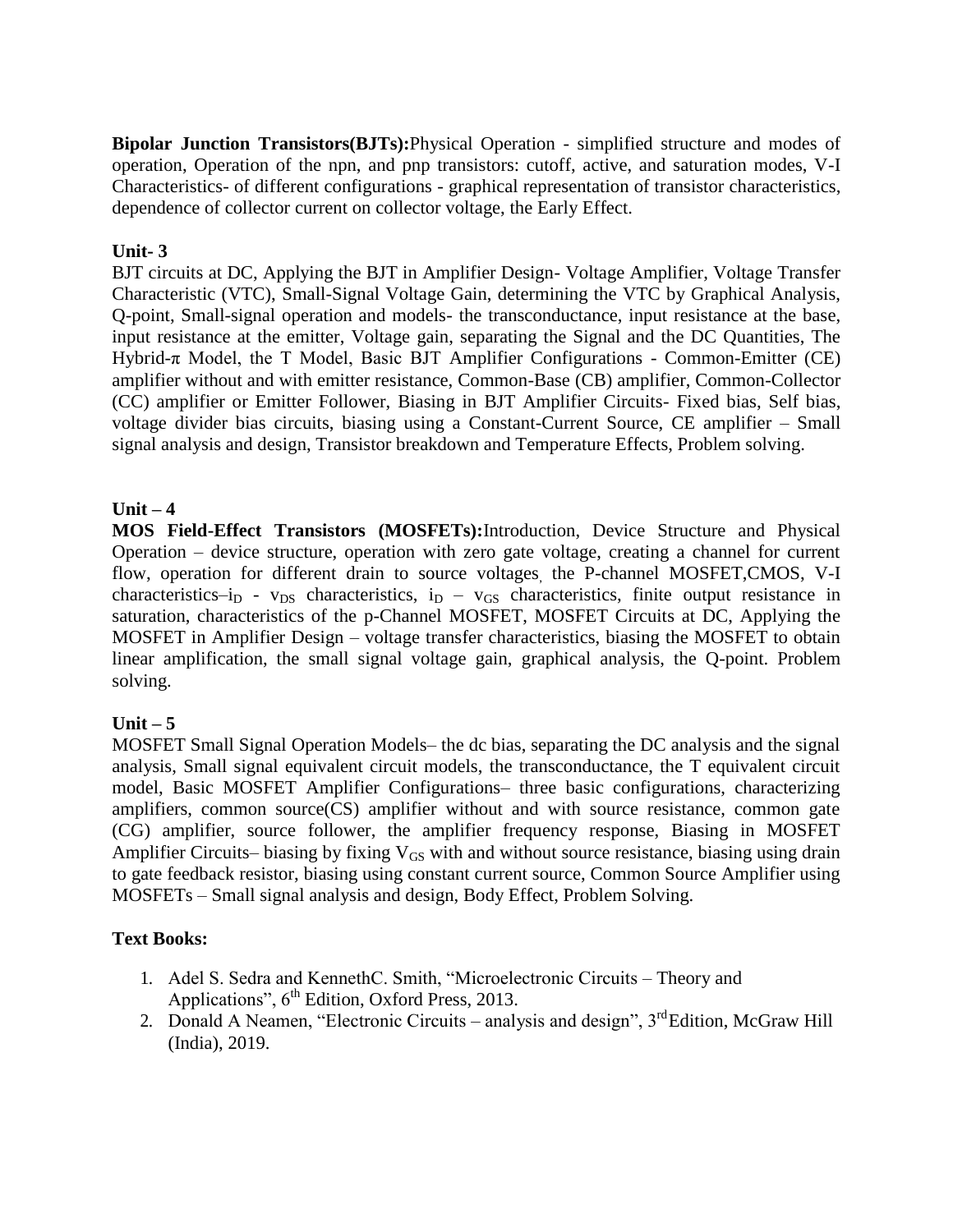**Bipolar Junction Transistors(BJTs):**Physical Operation - simplified structure and modes of operation, Operation of the npn, and pnp transistors: cutoff, active, and saturation modes, V-I Characteristics- of different configurations - graphical representation of transistor characteristics, dependence of collector current on collector voltage, the Early Effect.

**Unit- 3**

BJT circuits at DC, Applying the BJT in Amplifier Design- Voltage Amplifier, Voltage Transfer Characteristic (VTC), Small-Signal Voltage Gain, determining the VTC by Graphical Analysis, Q-point, Small-signal operation and models- the transconductance, input resistance at the base, input resistance at the emitter, Voltage gain, separating the Signal and the DC Quantities, The Hybrid-$\pi$ Model, the T Model, Basic BJT Amplifier Configurations - Common-Emitter (CE) amplifier without and with emitter resistance, Common-Base (CB) amplifier, Common-Collector (CC) amplifier or Emitter Follower, Biasing in BJT Amplifier Circuits- Fixed bias, Self bias, voltage divider bias circuits, biasing using a Constant-Current Source, CE amplifier – Small signal analysis and design, Transistor breakdown and Temperature Effects, Problem solving.

**Unit – 4**

**MOS Field-Effect Transistors (MOSFETs):**Introduction, Device Structure and Physical Operation – device structure, operation with zero gate voltage, creating a channel for current flow, operation for different drain to source voltages, the P-channel MOSFET,CMOS, V-I characteristics–$i_D$ - $v_{DS}$ characteristics, $i_D$ – $v_{GS}$ characteristics, finite output resistance in saturation, characteristics of the p-Channel MOSFET, MOSFET Circuits at DC, Applying the MOSFET in Amplifier Design – voltage transfer characteristics, biasing the MOSFET to obtain linear amplification, the small signal voltage gain, graphical analysis, the Q-point. Problem solving.

**Unit – 5**

MOSFET Small Signal Operation Models– the dc bias, separating the DC analysis and the signal analysis, Small signal equivalent circuit models, the transconductance, the T equivalent circuit model, Basic MOSFET Amplifier Configurations– three basic configurations, characterizing amplifiers, common source(CS) amplifier without and with source resistance, common gate (CG) amplifier, source follower, the amplifier frequency response, Biasing in MOSFET Amplifier Circuits– biasing by fixing $V_{GS}$ with and without source resistance, biasing using drain to gate feedback resistor, biasing using constant current source, Common Source Amplifier using MOSFETs – Small signal analysis and design, Body Effect, Problem Solving.

**Text Books:**

1. Adel S. Sedra and KennethC. Smith, "Microelectronic Circuits – Theory and Applications", 6th Edition, Oxford Press, 2013.
2. Donald A Neamen, "Electronic Circuits – analysis and design", 3rdEdition, McGraw Hill (India), 2019.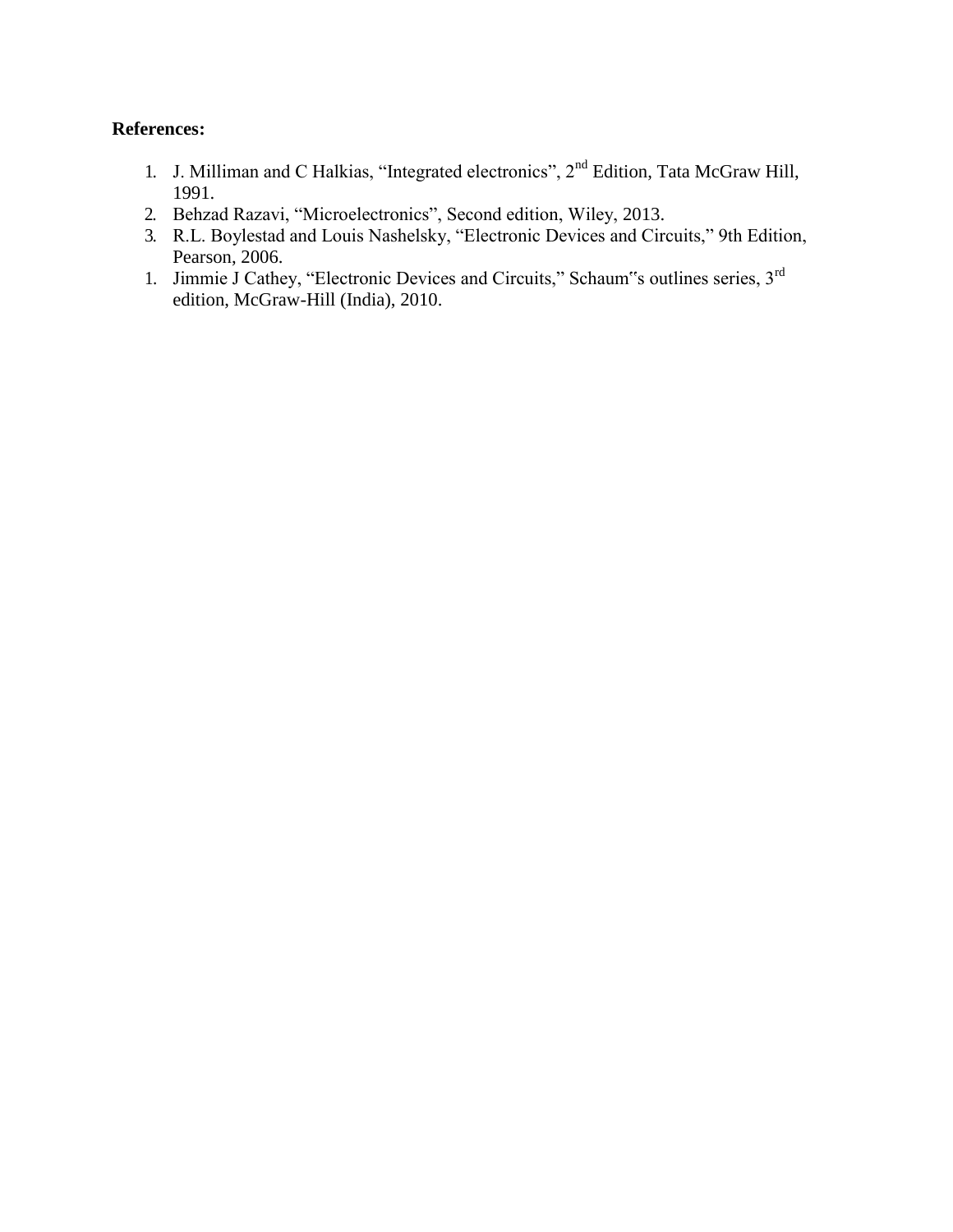**References:**

1. J. Milliman and C Halkias, “Integrated electronics”, 2nd Edition, Tata McGraw Hill, 1991.
2. Behzad Razavi, “Microelectronics”, Second edition, Wiley, 2013.
3. R.L. Boylestad and Louis Nashelsky, “Electronic Devices and Circuits,” 9th Edition, Pearson, 2006.
1. Jimmie J Cathey, “Electronic Devices and Circuits,” Schaum‟s outlines series, 3rd edition, McGraw-Hill (India), 2010.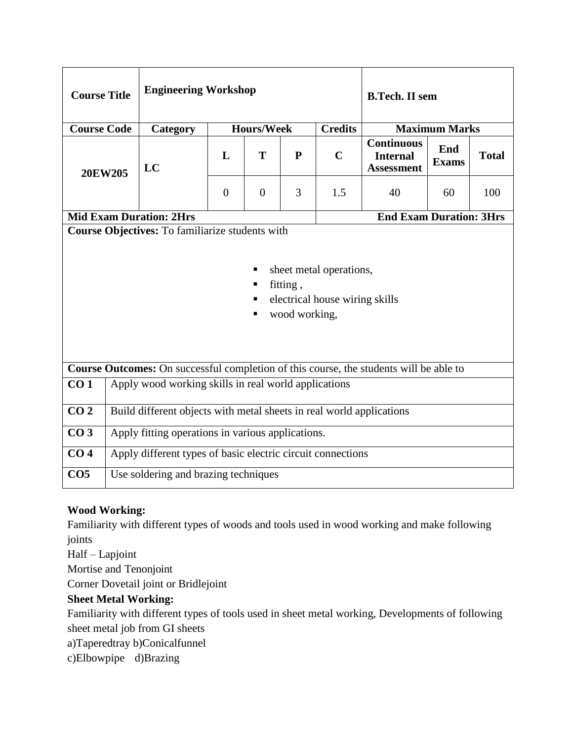| Course Title | Engineering Workshop | | | | | B.Tech. II sem | | |
|---|---|---|---|---|---|---|---|---|
| **Course Code** | **Category** | **Hours/Week** | | | **Credits** | **Maximum Marks** | | |
| 20EW205 | LC | **L** | **T** | **P** | **C** | **Continuous Internal Assessment** | **End Exams** | **Total** |
| | | 0 | 0 | 3 | 1.5 | 40 | 60 | 100 |
| **Mid Exam Duration: 2Hrs** | | | | | **End Exam Duration: 3Hrs** | | | |

**Course Objectives:** To familiarize students with

- sheet metal operations,
- fitting ,
- electrical house wiring skills
- wood working,

**Course Outcomes:** On successful completion of this course, the students will be able to

| | |
|---|---|
| **CO 1** | Apply wood working skills in real world applications |
| **CO 2** | Build different objects with metal sheets in real world applications |
| **CO 3** | Apply fitting operations in various applications. |
| **CO 4** | Apply different types of basic electric circuit connections |
| **CO5** | Use soldering and brazing techniques |

**Wood Working:**

Familiarity with different types of woods and tools used in wood working and make following joints

Half – Lapjoint

Mortise and Tenonjoint

Corner Dovetail joint or Bridlejoint

**Sheet Metal Working:**

Familiarity with different types of tools used in sheet metal working, Developments of following sheet metal job from GI sheets

a)Taperedtray b)Conicalfunnel

c)Elbowpipe d)Brazing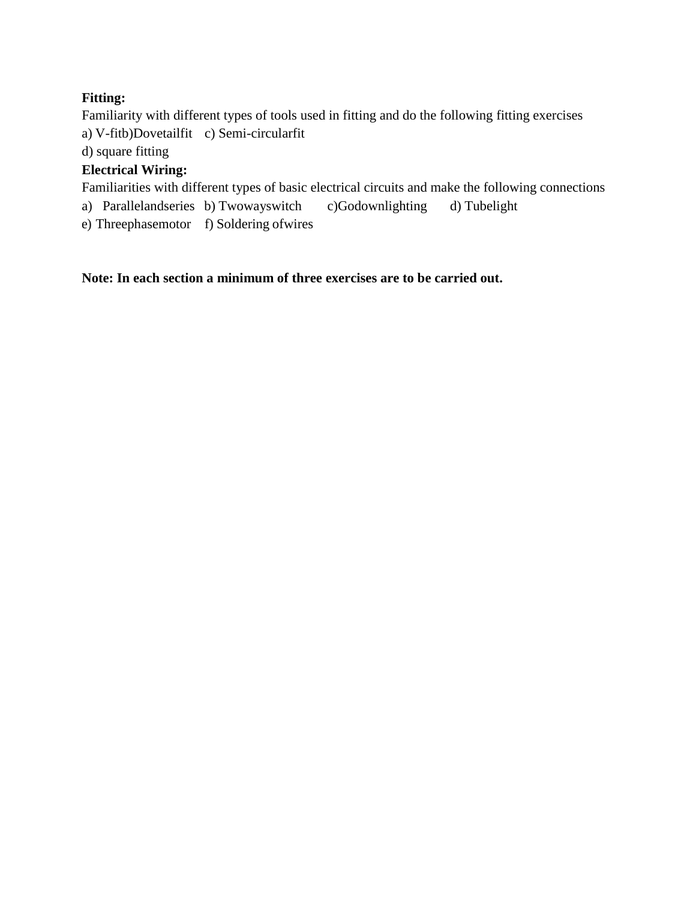**Fitting:**

Familiarity with different types of tools used in fitting and do the following fitting exercises

a) V-fitb)Dovetailfit c) Semi-circularfit

d) square fitting

**Electrical Wiring:**

Familiarities with different types of basic electrical circuits and make the following connections

a) Parallelandseries b) Twowayswitch c)Godownlighting d) Tubelight

e) Threephasemotor f) Soldering ofwires

**Note: In each section a minimum of three exercises are to be carried out.**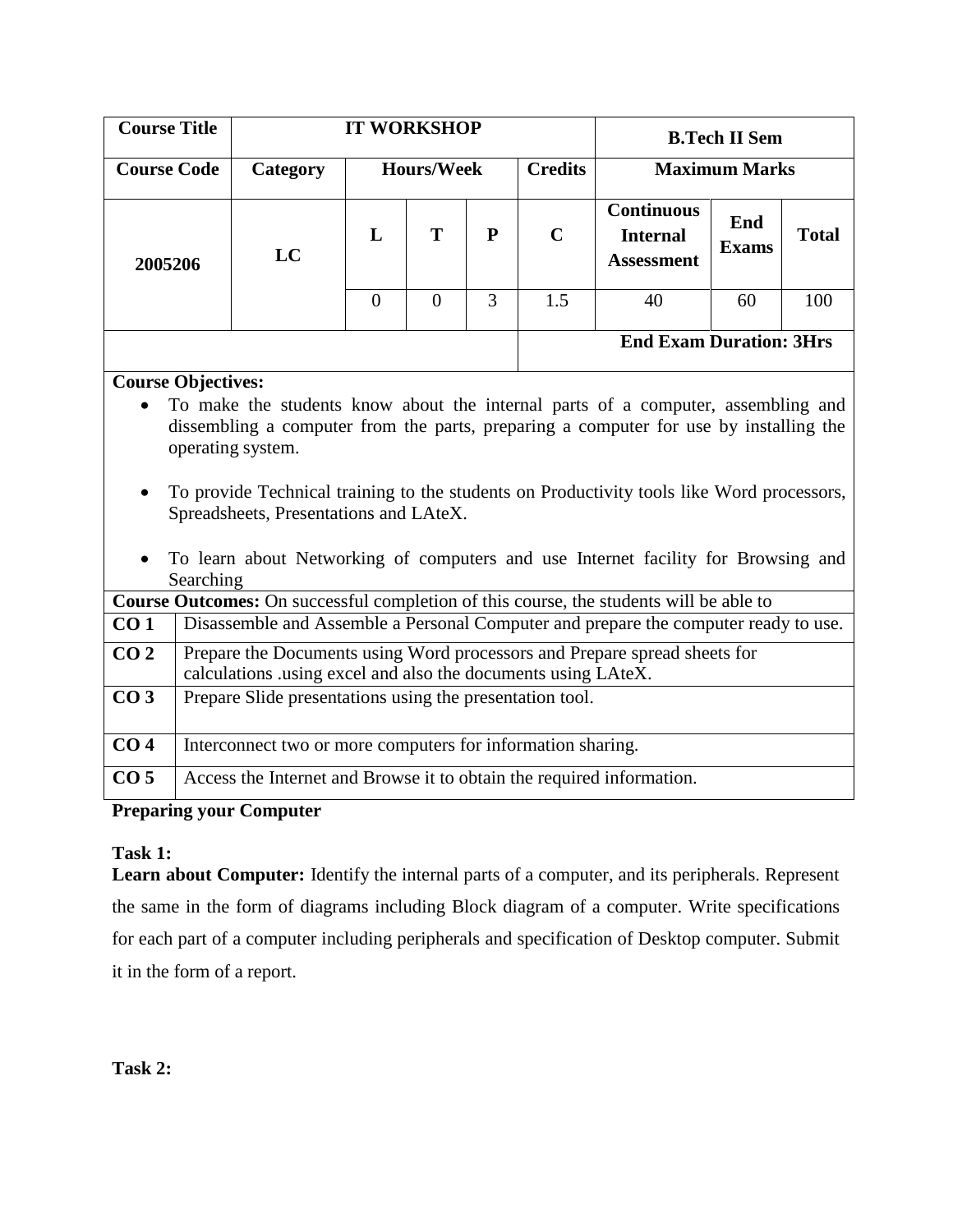| Course Title | IT WORKSHOP | | | | | B.Tech II Sem | | |
|---|---|---|---|---|---|---|---|---|
| **Course Code** | **Category** | **Hours/Week** | | | **Credits** | **Maximum Marks** | | |
| 2005206 | LC | **L** | **T** | **P** | **C** | **Continuous Internal Assessment** | **End Exams** | **Total** |
| | | 0 | 0 | 3 | 1.5 | 40 | 60 | 100 |
| | | | | | | **End Exam Duration: 3Hrs** | | |

**Course Objectives:**

- To make the students know about the internal parts of a computer, assembling and dissembling a computer from the parts, preparing a computer for use by installing the operating system.
- To provide Technical training to the students on Productivity tools like Word processors, Spreadsheets, Presentations and LAteX.
- To learn about Networking of computers and use Internet facility for Browsing and Searching

**Course Outcomes:** On successful completion of this course, the students will be able to

| | |
|---|---|
| **CO 1** | Disassemble and Assemble a Personal Computer and prepare the computer ready to use. |
| **CO 2** | Prepare the Documents using Word processors and Prepare spread sheets for calculations .using excel and also the documents using LAteX. |
| **CO 3** | Prepare Slide presentations using the presentation tool. |
| **CO 4** | Interconnect two or more computers for information sharing. |
| **CO 5** | Access the Internet and Browse it to obtain the required information. |

**Preparing your Computer**

**Task 1:**

**Learn about Computer:** Identify the internal parts of a computer, and its peripherals. Represent the same in the form of diagrams including Block diagram of a computer. Write specifications for each part of a computer including peripherals and specification of Desktop computer. Submit it in the form of a report.

**Task 2:**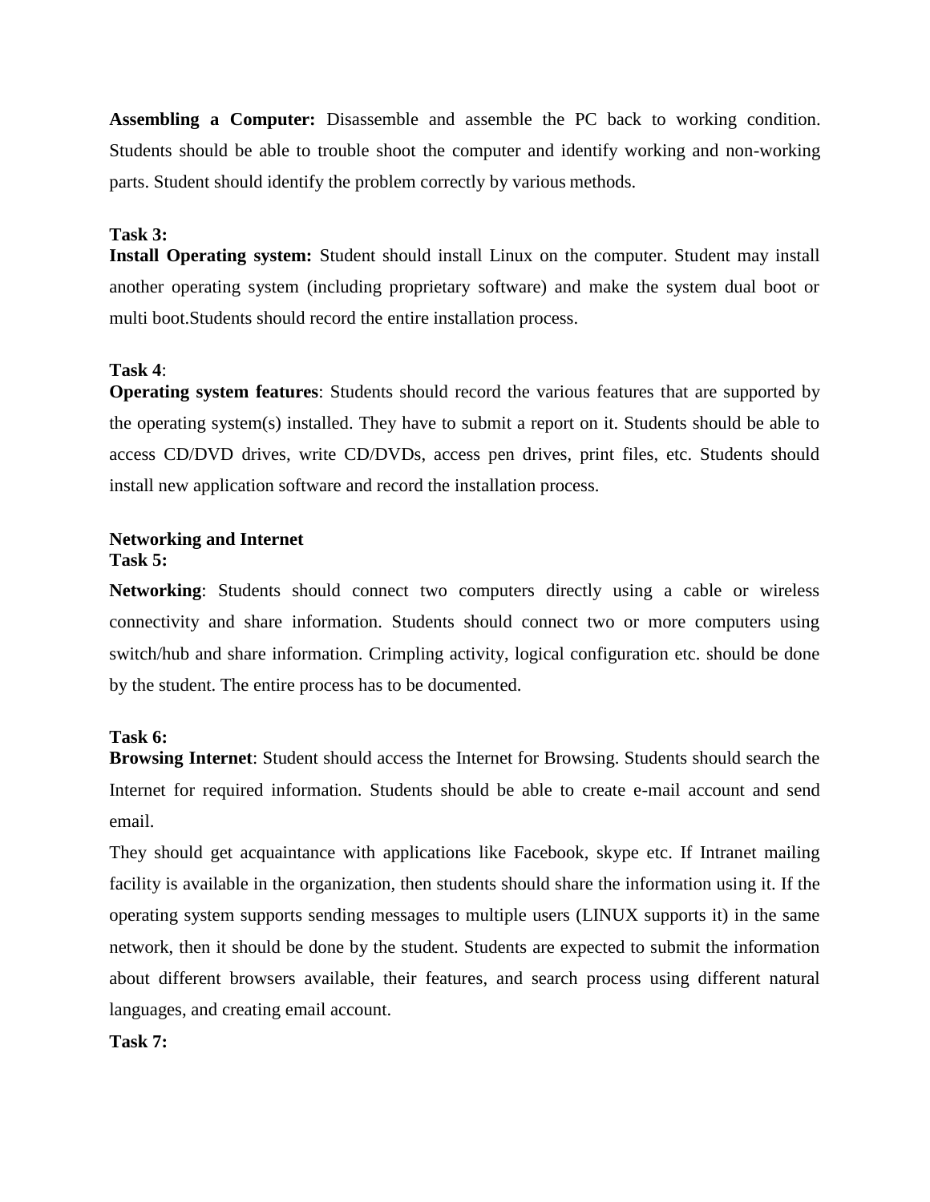**Assembling a Computer:** Disassemble and assemble the PC back to working condition. Students should be able to trouble shoot the computer and identify working and non-working parts. Student should identify the problem correctly by various methods.

**Task 3:**

**Install Operating system:** Student should install Linux on the computer. Student may install another operating system (including proprietary software) and make the system dual boot or multi boot.Students should record the entire installation process.

**Task 4**:

**Operating system features**: Students should record the various features that are supported by the operating system(s) installed. They have to submit a report on it. Students should be able to access CD/DVD drives, write CD/DVDs, access pen drives, print files, etc. Students should install new application software and record the installation process.

**Networking and Internet**

**Task 5:**

**Networking**: Students should connect two computers directly using a cable or wireless connectivity and share information. Students should connect two or more computers using switch/hub and share information. Crimpling activity, logical configuration etc. should be done by the student. The entire process has to be documented.

**Task 6:**

**Browsing Internet**: Student should access the Internet for Browsing. Students should search the Internet for required information. Students should be able to create e-mail account and send email.

They should get acquaintance with applications like Facebook, skype etc. If Intranet mailing facility is available in the organization, then students should share the information using it. If the operating system supports sending messages to multiple users (LINUX supports it) in the same network, then it should be done by the student. Students are expected to submit the information about different browsers available, their features, and search process using different natural languages, and creating email account.

**Task 7:**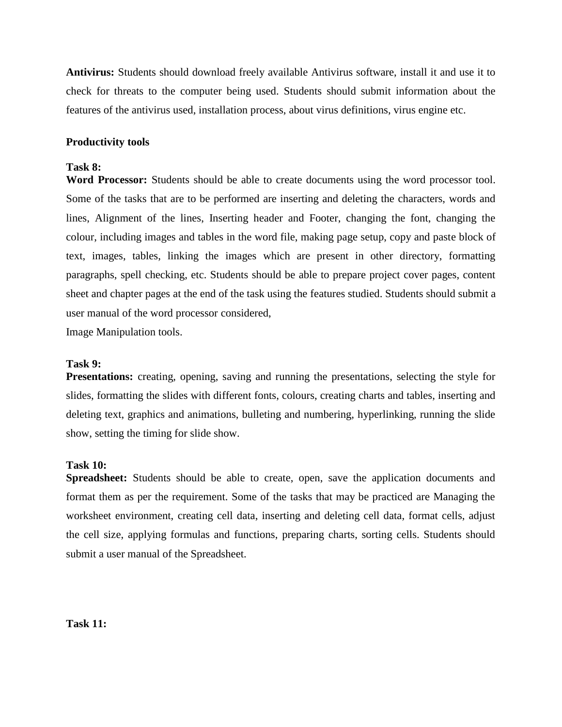**Antivirus:** Students should download freely available Antivirus software, install it and use it to check for threats to the computer being used. Students should submit information about the features of the antivirus used, installation process, about virus definitions, virus engine etc.

**Productivity tools**

**Task 8:**
**Word Processor:** Students should be able to create documents using the word processor tool. Some of the tasks that are to be performed are inserting and deleting the characters, words and lines, Alignment of the lines, Inserting header and Footer, changing the font, changing the colour, including images and tables in the word file, making page setup, copy and paste block of text, images, tables, linking the images which are present in other directory, formatting paragraphs, spell checking, etc. Students should be able to prepare project cover pages, content sheet and chapter pages at the end of the task using the features studied. Students should submit a user manual of the word processor considered,
Image Manipulation tools.

**Task 9:**
**Presentations:** creating, opening, saving and running the presentations, selecting the style for slides, formatting the slides with different fonts, colours, creating charts and tables, inserting and deleting text, graphics and animations, bulleting and numbering, hyperlinking, running the slide show, setting the timing for slide show.

**Task 10:**
**Spreadsheet:** Students should be able to create, open, save the application documents and format them as per the requirement. Some of the tasks that may be practiced are Managing the worksheet environment, creating cell data, inserting and deleting cell data, format cells, adjust the cell size, applying formulas and functions, preparing charts, sorting cells. Students should submit a user manual of the Spreadsheet.

**Task 11:**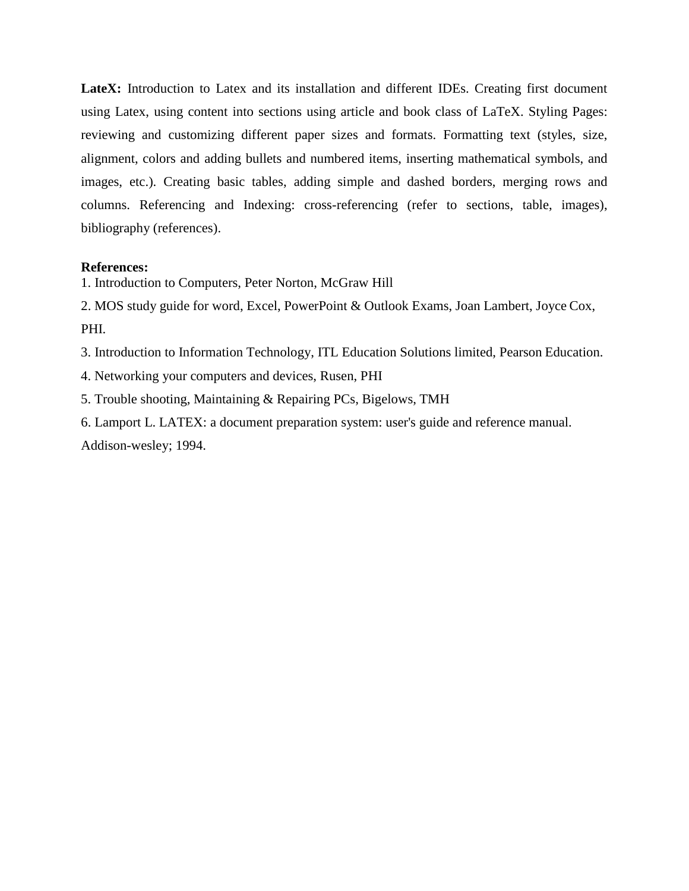**LateX:** Introduction to Latex and its installation and different IDEs. Creating first document using Latex, using content into sections using article and book class of LaTeX. Styling Pages: reviewing and customizing different paper sizes and formats. Formatting text (styles, size, alignment, colors and adding bullets and numbered items, inserting mathematical symbols, and images, etc.). Creating basic tables, adding simple and dashed borders, merging rows and columns. Referencing and Indexing: cross-referencing (refer to sections, table, images), bibliography (references).

**References:**

1. Introduction to Computers, Peter Norton, McGraw Hill
2. MOS study guide for word, Excel, PowerPoint & Outlook Exams, Joan Lambert, Joyce Cox, PHI.
3. Introduction to Information Technology, ITL Education Solutions limited, Pearson Education.
4. Networking your computers and devices, Rusen, PHI
5. Trouble shooting, Maintaining & Repairing PCs, Bigelows, TMH
6. Lamport L. LATEX: a document preparation system: user's guide and reference manual. Addison-wesley; 1994.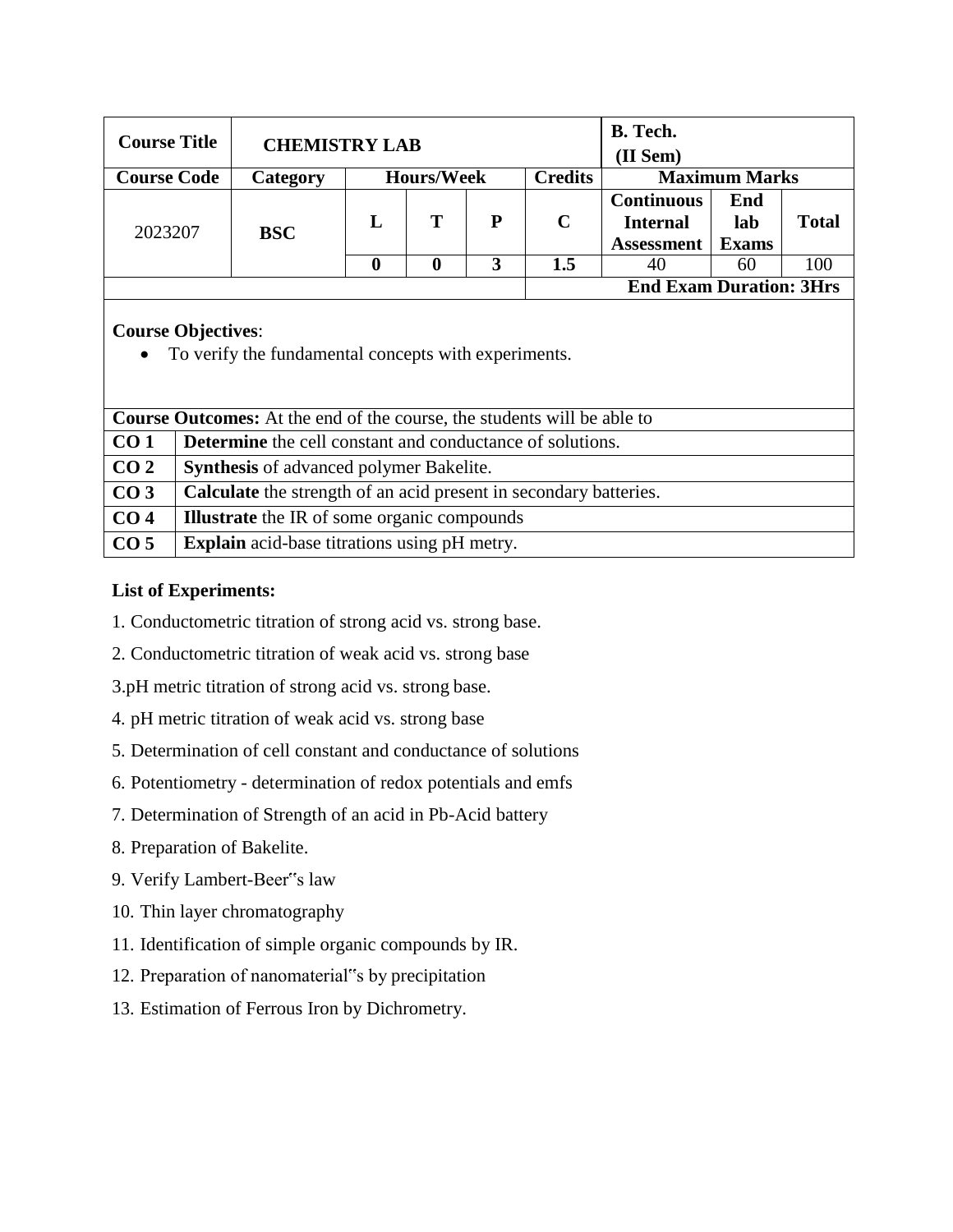| Course Title | CHEMISTRY LAB | | | | | B. Tech. (II Sem) | | |
|---|---|---|---|---|---|---|---|---|
| Course Code | Category | Hours/Week | | | Credits | Maximum Marks | | |
| 2023207 | BSC | L | T | P | C | Continuous Internal Assessment | End lab Exams | Total |
| | | 0 | 0 | 3 | 1.5 | 40 | 60 | 100 |
| | | | | | End Exam Duration: 3Hrs | | | |

**Course Objectives**:

- To verify the fundamental concepts with experiments.

| **Course Outcomes:** At the end of the course, the students will be able to | |
|---|---|
| **CO 1** | **Determine** the cell constant and conductance of solutions. |
| **CO 2** | **Synthesis** of advanced polymer Bakelite. |
| **CO 3** | **Calculate** the strength of an acid present in secondary batteries. |
| **CO 4** | **Illustrate** the IR of some organic compounds |
| **CO 5** | **Explain** acid-base titrations using pH metry. |

**List of Experiments:**

1. Conductometric titration of strong acid vs. strong base.
2. Conductometric titration of weak acid vs. strong base
3. pH metric titration of strong acid vs. strong base.
4. pH metric titration of weak acid vs. strong base
5. Determination of cell constant and conductance of solutions
6. Potentiometry - determination of redox potentials and emfs
7. Determination of Strength of an acid in Pb-Acid battery
8. Preparation of Bakelite.
9. Verify Lambert-Beer‟s law
10. Thin layer chromatography
11. Identification of simple organic compounds by IR.
12. Preparation of nanomaterial‟s by precipitation
13. Estimation of Ferrous Iron by Dichrometry.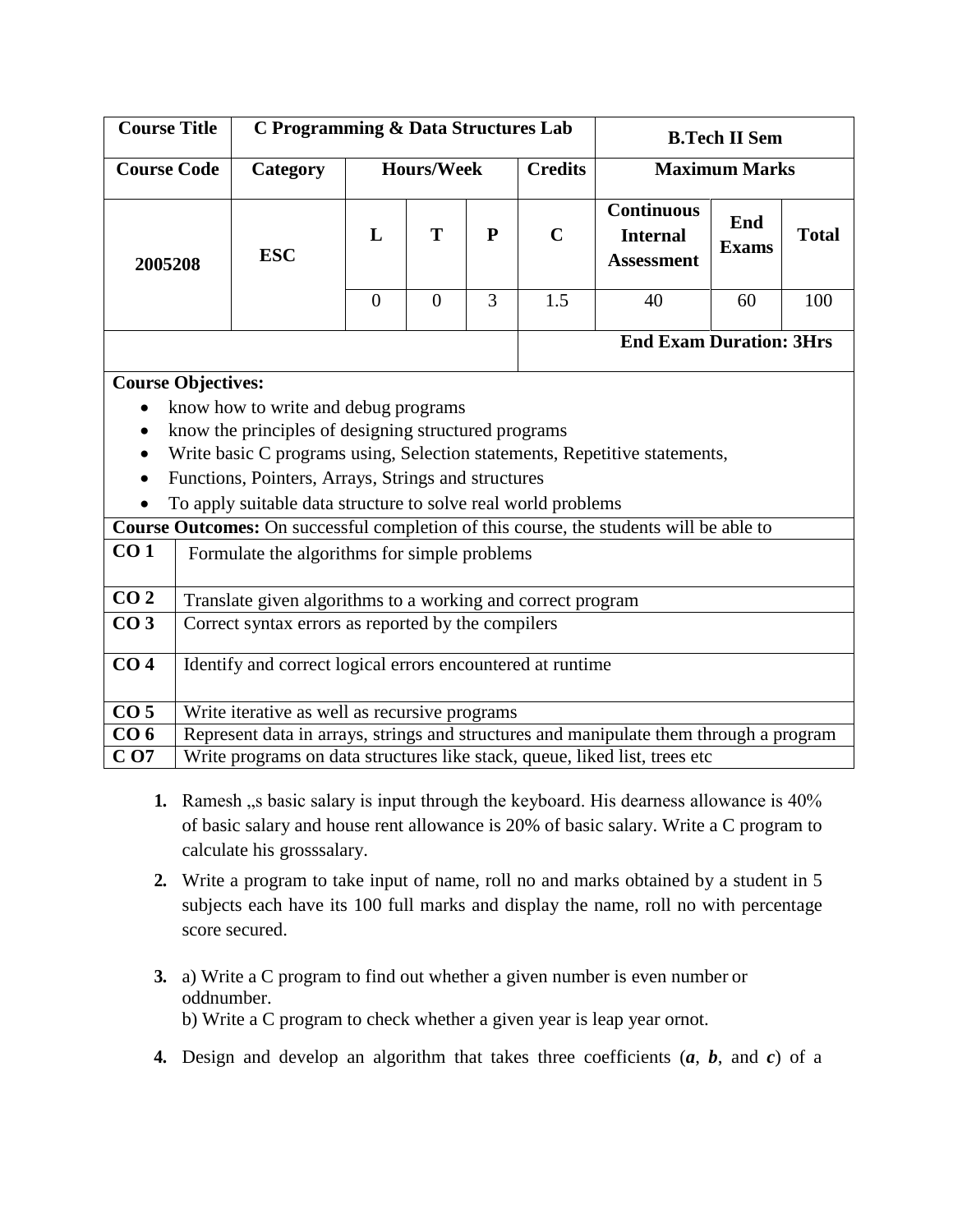| Course Title | C Programming & Data Structures Lab | | | | | B.Tech II Sem | | |
|---|---|---|---|---|---|---|---|---|
| **Course Code** | **Category** | **Hours/Week** | | | **Credits** | **Maximum Marks** | | |
| 2005208 | ESC | **L** | **T** | **P** | **C** | **Continuous Internal Assessment** | **End Exams** | **Total** |
| | | 0 | 0 | 3 | 1.5 | 40 | 60 | 100 |
| | | | | | | **End Exam Duration: 3Hrs** | | |

**Course Objectives:**

- know how to write and debug programs
- know the principles of designing structured programs
- Write basic C programs using, Selection statements, Repetitive statements,
- Functions, Pointers, Arrays, Strings and structures
- To apply suitable data structure to solve real world problems

**Course Outcomes:** On successful completion of this course, the students will be able to

| | |
|---|---|
| **CO 1** | Formulate the algorithms for simple problems |
| **CO 2** | Translate given algorithms to a working and correct program |
| **CO 3** | Correct syntax errors as reported by the compilers |
| **CO 4** | Identify and correct logical errors encountered at runtime |
| **CO 5** | Write iterative as well as recursive programs |
| **CO 6** | Represent data in arrays, strings and structures and manipulate them through a program |
| **C O7** | Write programs on data structures like stack, queue, liked list, trees etc |

1. Ramesh „s basic salary is input through the keyboard. His dearness allowance is 40% of basic salary and house rent allowance is 20% of basic salary. Write a C program to calculate his grosssalary.

2. Write a program to take input of name, roll no and marks obtained by a student in 5 subjects each have its 100 full marks and display the name, roll no with percentage score secured.

3. a) Write a C program to find out whether a given number is even number or oddnumber.
   b) Write a C program to check whether a given year is leap year ornot.

4. Design and develop an algorithm that takes three coefficients (***a***, ***b***, and ***c***) of a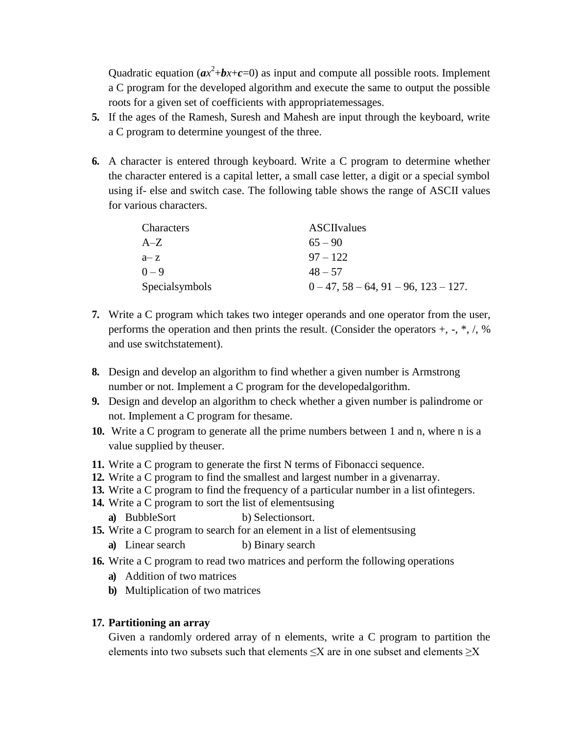Quadratic equation ($ax^2+bx+c=0$) as input and compute all possible roots. Implement a C program for the developed algorithm and execute the same to output the possible roots for a given set of coefficients with appropriatemessages.

5. If the ages of the Ramesh, Suresh and Mahesh are input through the keyboard, write a C program to determine youngest of the three.

6. A character is entered through keyboard. Write a C program to determine whether the character entered is a capital letter, a small case letter, a digit or a special symbol using if- else and switch case. The following table shows the range of ASCII values for various characters.

| Characters | ASCIIvalues |
|---|---|
| A–Z | 65 – 90 |
| a– z | 97 – 122 |
| 0 – 9 | 48 – 57 |
| Specialsymbols | 0 – 47, 58 – 64, 91 – 96, 123 – 127. |

7. Write a C program which takes two integer operands and one operator from the user, performs the operation and then prints the result. (Consider the operators +, -, *, /, % and use switchstatement).

8. Design and develop an algorithm to find whether a given number is Armstrong number or not. Implement a C program for the developedalgorithm.
9. Design and develop an algorithm to check whether a given number is palindrome or not. Implement a C program for thesame.
10. Write a C program to generate all the prime numbers between 1 and n, where n is a value supplied by theuser.
11. Write a C program to generate the first N terms of Fibonacci sequence.
12. Write a C program to find the smallest and largest number in a givenarray.
13. Write a C program to find the frequency of a particular number in a list ofintegers.
14. Write a C program to sort the list of elementsusing
    **a)** BubbleSort b) Selectionsort.
15. Write a C program to search for an element in a list of elementsusing
    **a)** Linear search b) Binary search
16. Write a C program to read two matrices and perform the following operations
    **a)** Addition of two matrices
    **b)** Multiplication of two matrices

**17. Partitioning an array**

Given a randomly ordered array of n elements, write a C program to partition the elements into two subsets such that elements ≤X are in one subset and elements ≥X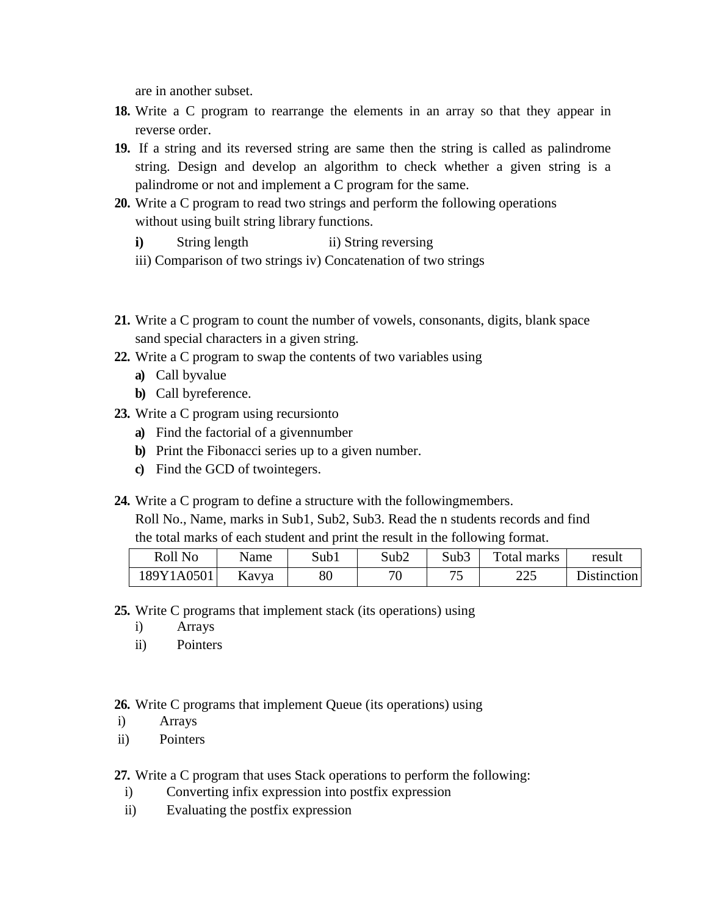are in another subset.

**18.** Write a C program to rearrange the elements in an array so that they appear in reverse order.

**19.** If a string and its reversed string are same then the string is called as palindrome string. Design and develop an algorithm to check whether a given string is a palindrome or not and implement a C program for the same.

**20.** Write a C program to read two strings and perform the following operations without using built string library functions.

**i)** String length ii) String reversing

iii) Comparison of two strings iv) Concatenation of two strings

**21.** Write a C program to count the number of vowels, consonants, digits, blank space sand special characters in a given string.

**22.** Write a C program to swap the contents of two variables using

- **a)** Call byvalue
- **b)** Call byreference.

**23.** Write a C program using recursionto

- **a)** Find the factorial of a givennumber
- **b)** Print the Fibonacci series up to a given number.
- **c)** Find the GCD of twointegers.

**24.** Write a C program to define a structure with the followingmembers. Roll No., Name, marks in Sub1, Sub2, Sub3. Read the n students records and find the total marks of each student and print the result in the following format.

| Roll No | Name | Sub1 | Sub2 | Sub3 | Total marks | result |
|---|---|---|---|---|---|---|
| 189Y1A0501 | Kavya | 80 | 70 | 75 | 225 | Distinction |

**25.** Write C programs that implement stack (its operations) using

- i) Arrays
- ii) Pointers

**26.** Write C programs that implement Queue (its operations) using

- i) Arrays
- ii) Pointers

**27.** Write a C program that uses Stack operations to perform the following:

- i) Converting infix expression into postfix expression
- ii) Evaluating the postfix expression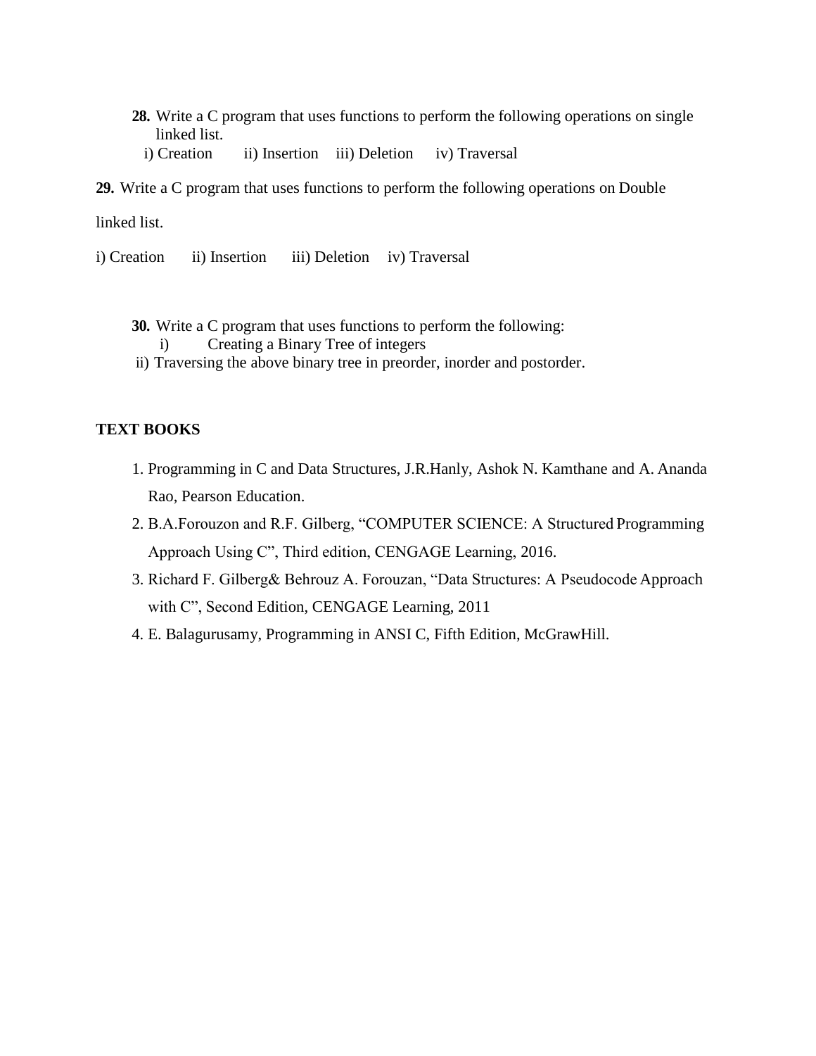**28.** Write a C program that uses functions to perform the following operations on single linked list.

i) Creation  ii) Insertion  iii) Deletion  iv) Traversal

**29.** Write a C program that uses functions to perform the following operations on Double linked list.

i) Creation  ii) Insertion  iii) Deletion  iv) Traversal

**30.** Write a C program that uses functions to perform the following:

i) Creating a Binary Tree of integers

ii) Traversing the above binary tree in preorder, inorder and postorder.

**TEXT BOOKS**

1. Programming in C and Data Structures, J.R.Hanly, Ashok N. Kamthane and A. Ananda Rao, Pearson Education.
2. B.A.Forouzon and R.F. Gilberg, "COMPUTER SCIENCE: A Structured Programming Approach Using C", Third edition, CENGAGE Learning, 2016.
3. Richard F. Gilberg& Behrouz A. Forouzan, "Data Structures: A Pseudocode Approach with C", Second Edition, CENGAGE Learning, 2011
4. E. Balagurusamy, Programming in ANSI C, Fifth Edition, McGrawHill.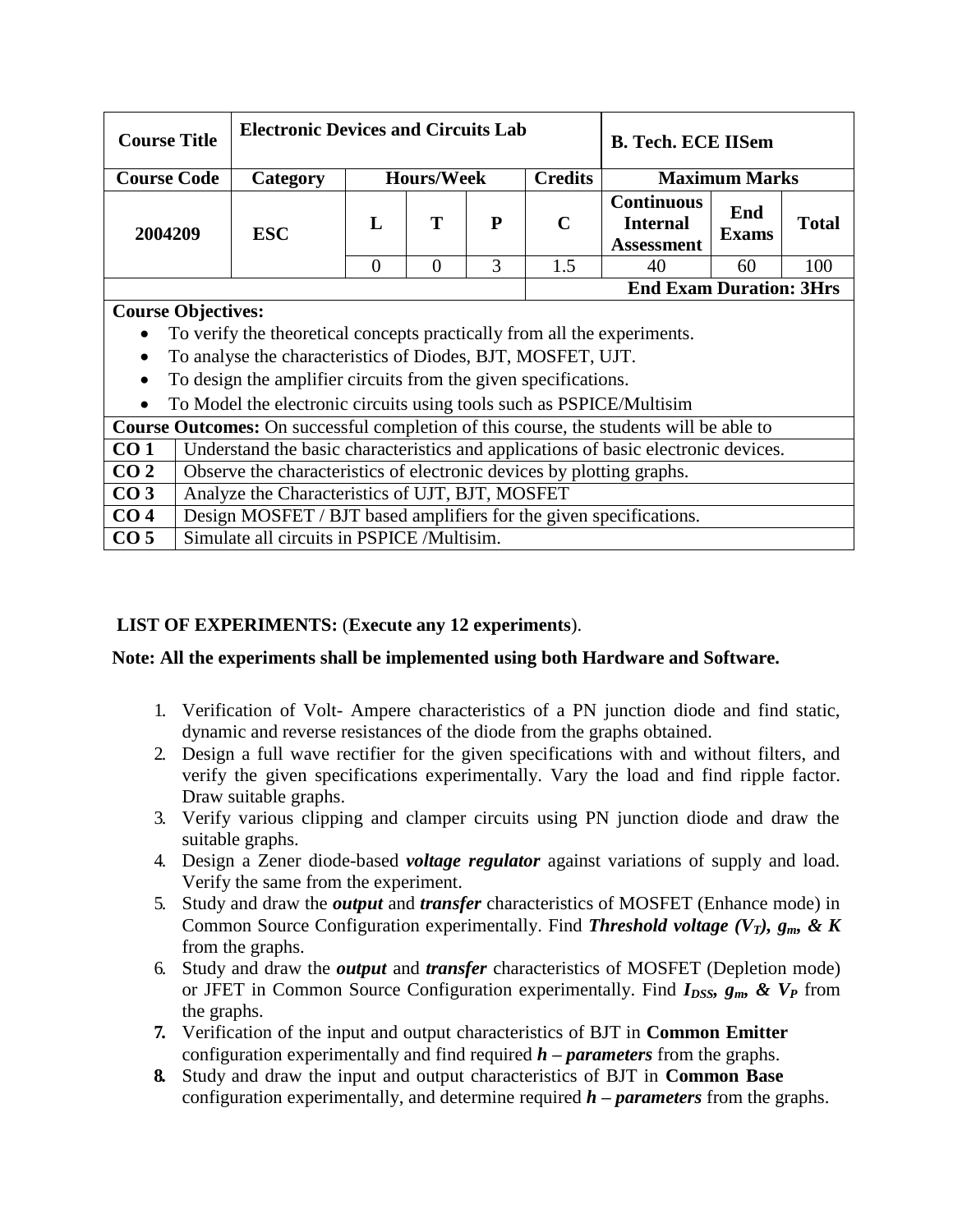| Course Title | Electronic Devices and Circuits Lab | | | | | B. Tech. ECE IISem | | |
|---|---|---|---|---|---|---|---|---|
| Course Code | Category | Hours/Week | | | Credits | Maximum Marks | | |
| 2004209 | ESC | L | T | P | C | Continuous Internal Assessment | End Exams | Total |
| | | 0 | 0 | 3 | 1.5 | 40 | 60 | 100 |
| | | | | | | End Exam Duration: 3Hrs | | |

**Course Objectives:**

- To verify the theoretical concepts practically from all the experiments.
- To analyse the characteristics of Diodes, BJT, MOSFET, UJT.
- To design the amplifier circuits from the given specifications.
- To Model the electronic circuits using tools such as PSPICE/Multisim

**Course Outcomes:** On successful completion of this course, the students will be able to

| | |
|---|---|
| **CO 1** | Understand the basic characteristics and applications of basic electronic devices. |
| **CO 2** | Observe the characteristics of electronic devices by plotting graphs. |
| **CO 3** | Analyze the Characteristics of UJT, BJT, MOSFET |
| **CO 4** | Design MOSFET / BJT based amplifiers for the given specifications. |
| **CO 5** | Simulate all circuits in PSPICE /Multisim. |

**LIST OF EXPERIMENTS:** (**Execute any 12 experiments**).

**Note: All the experiments shall be implemented using both Hardware and Software.**

1. Verification of Volt- Ampere characteristics of a PN junction diode and find static, dynamic and reverse resistances of the diode from the graphs obtained.
2. Design a full wave rectifier for the given specifications with and without filters, and verify the given specifications experimentally. Vary the load and find ripple factor. Draw suitable graphs.
3. Verify various clipping and clamper circuits using PN junction diode and draw the suitable graphs.
4. Design a Zener diode-based ***voltage regulator*** against variations of supply and load. Verify the same from the experiment.
5. Study and draw the ***output*** and ***transfer*** characteristics of MOSFET (Enhance mode) in Common Source Configuration experimentally. Find ***Threshold voltage ($V_T$), $g_m$, & K*** from the graphs.
6. Study and draw the ***output*** and ***transfer*** characteristics of MOSFET (Depletion mode) or JFET in Common Source Configuration experimentally. Find ***$I_{DSS}$, $g_m$, & $V_P$*** from the graphs.
7. Verification of the input and output characteristics of BJT in **Common Emitter** configuration experimentally and find required ***h – parameters*** from the graphs.
8. Study and draw the input and output characteristics of BJT in **Common Base** configuration experimentally, and determine required ***h – parameters*** from the graphs.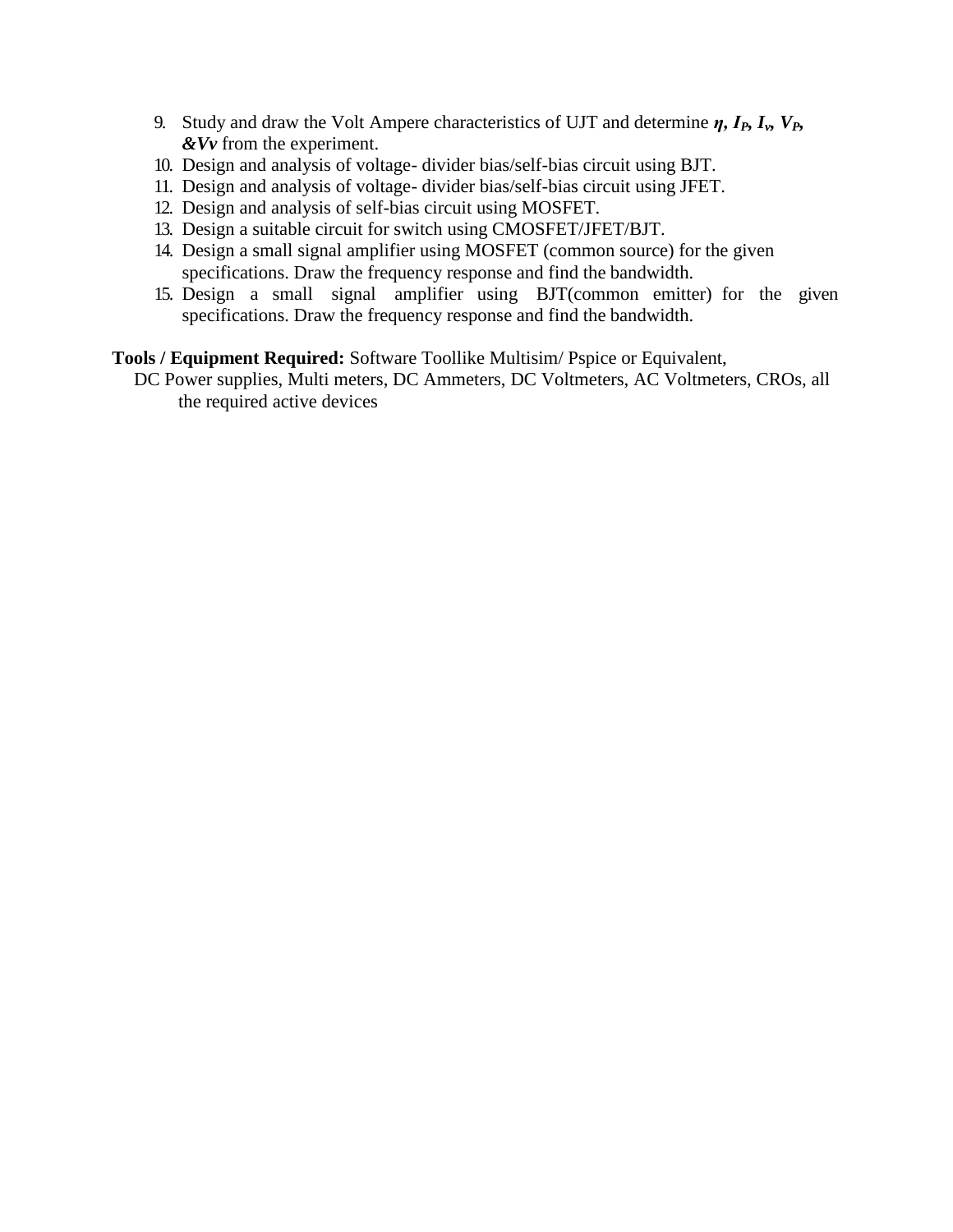9. Study and draw the Volt Ampere characteristics of UJT and determine ***$\eta$, $I_P$, $I_v$, $V_P$, &Vv*** from the experiment.
10. Design and analysis of voltage- divider bias/self-bias circuit using BJT.
11. Design and analysis of voltage- divider bias/self-bias circuit using JFET.
12. Design and analysis of self-bias circuit using MOSFET.
13. Design a suitable circuit for switch using CMOSFET/JFET/BJT.
14. Design a small signal amplifier using MOSFET (common source) for the given specifications. Draw the frequency response and find the bandwidth.
15. Design a small signal amplifier using BJT(common emitter) for the given specifications. Draw the frequency response and find the bandwidth.

**Tools / Equipment Required:** Software Toollike Multisim/ Pspice or Equivalent, DC Power supplies, Multi meters, DC Ammeters, DC Voltmeters, AC Voltmeters, CROs, all the required active devices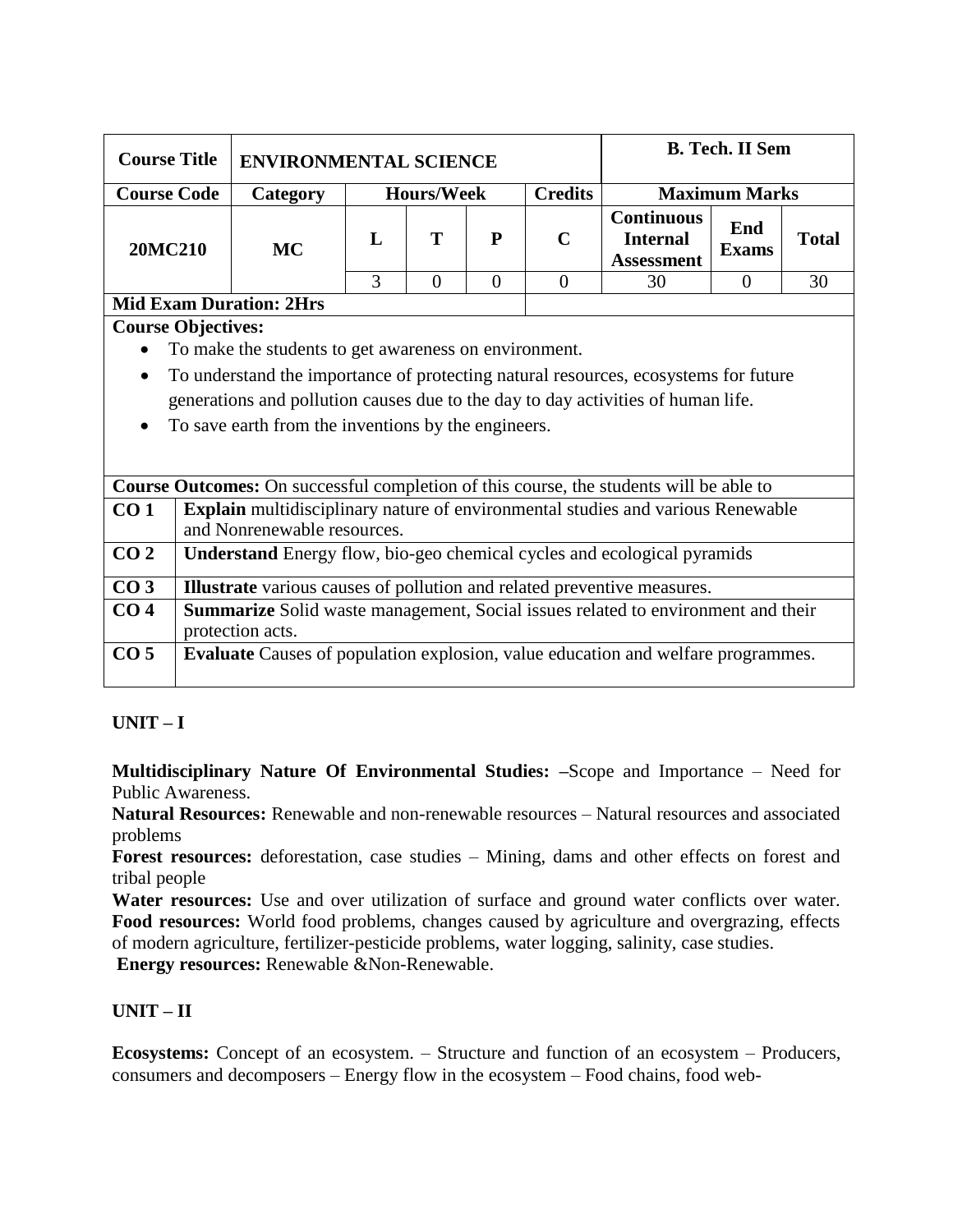| Course Title | ENVIRONMENTAL SCIENCE | | | | | B. Tech. II Sem | | |
|---|---|---|---|---|---|---|---|---|
| **Course Code** | **Category** | **Hours/Week** | | | **Credits** | **Maximum Marks** | | |
| **20MC210** | **MC** | **L** | **T** | **P** | **C** | **Continuous Internal Assessment** | **End Exams** | **Total** |
| | | 3 | 0 | 0 | 0 | 30 | 0 | 30 |
| **Mid Exam Duration: 2Hrs** | | | | | | | | |

**Course Objectives:**

- To make the students to get awareness on environment.
- To understand the importance of protecting natural resources, ecosystems for future generations and pollution causes due to the day to day activities of human life.
- To save earth from the inventions by the engineers.

**Course Outcomes:** On successful completion of this course, the students will be able to

| | |
|---|---|
| **CO 1** | **Explain** multidisciplinary nature of environmental studies and various Renewable and Nonrenewable resources. |
| **CO 2** | **Understand** Energy flow, bio-geo chemical cycles and ecological pyramids |
| **CO 3** | **Illustrate** various causes of pollution and related preventive measures. |
| **CO 4** | **Summarize** Solid waste management, Social issues related to environment and their protection acts. |
| **CO 5** | **Evaluate** Causes of population explosion, value education and welfare programmes. |

**UNIT – I**

**Multidisciplinary Nature Of Environmental Studies: –**Scope and Importance – Need for Public Awareness.

**Natural Resources:** Renewable and non-renewable resources – Natural resources and associated problems

**Forest resources:** deforestation, case studies – Mining, dams and other effects on forest and tribal people

**Water resources:** Use and over utilization of surface and ground water conflicts over water.

**Food resources:** World food problems, changes caused by agriculture and overgrazing, effects of modern agriculture, fertilizer-pesticide problems, water logging, salinity, case studies.

**Energy resources:** Renewable &Non-Renewable.

**UNIT – II**

**Ecosystems:** Concept of an ecosystem. – Structure and function of an ecosystem – Producers, consumers and decomposers – Energy flow in the ecosystem – Food chains, food web-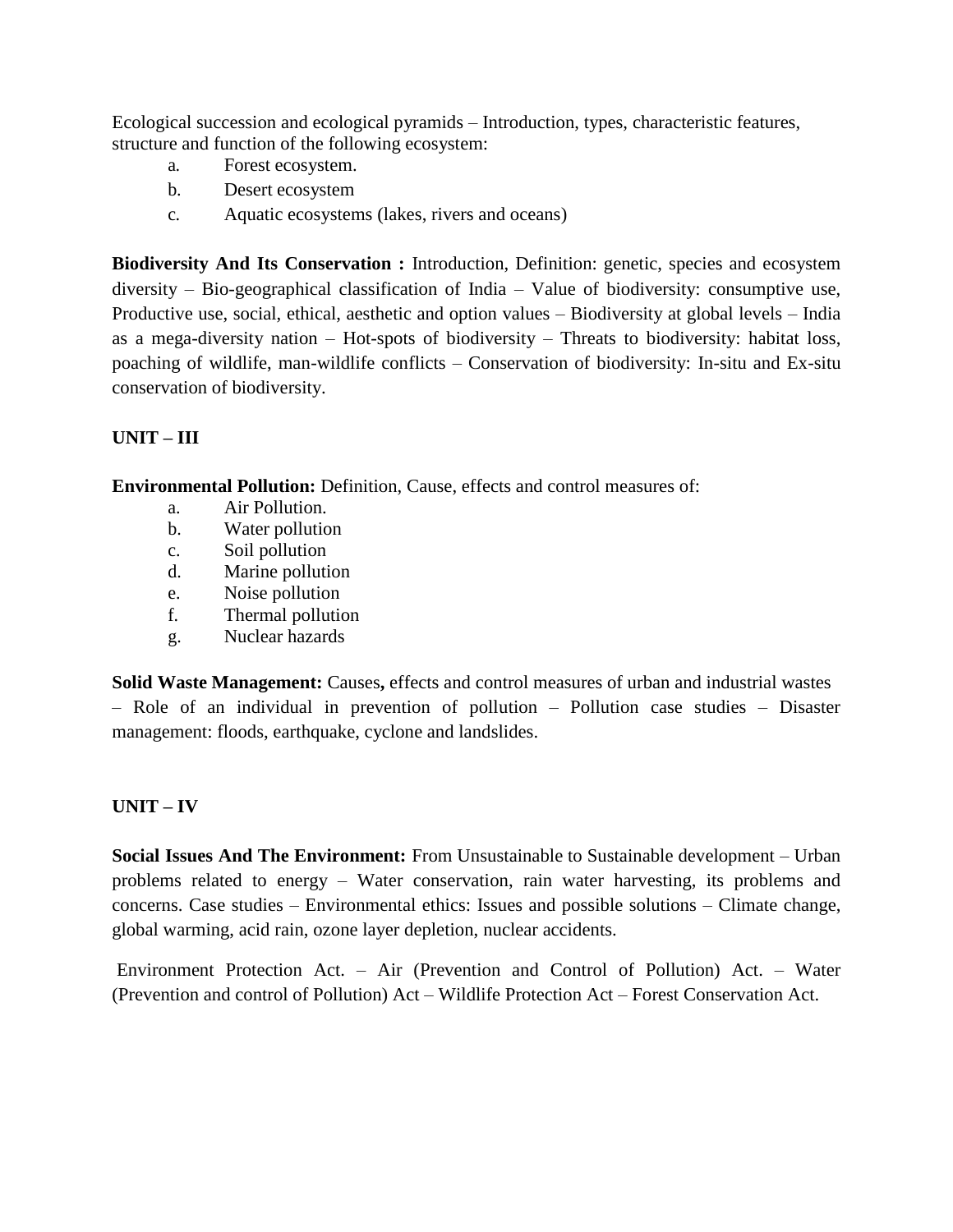Ecological succession and ecological pyramids – Introduction, types, characteristic features, structure and function of the following ecosystem:

a. Forest ecosystem.
b. Desert ecosystem
c. Aquatic ecosystems (lakes, rivers and oceans)

**Biodiversity And Its Conservation :** Introduction, Definition: genetic, species and ecosystem diversity – Bio-geographical classification of India – Value of biodiversity: consumptive use, Productive use, social, ethical, aesthetic and option values – Biodiversity at global levels – India as a mega-diversity nation – Hot-spots of biodiversity – Threats to biodiversity: habitat loss, poaching of wildlife, man-wildlife conflicts – Conservation of biodiversity: In-situ and Ex-situ conservation of biodiversity.

**UNIT – III**

**Environmental Pollution:** Definition, Cause, effects and control measures of:

a. Air Pollution.
b. Water pollution
c. Soil pollution
d. Marine pollution
e. Noise pollution
f. Thermal pollution
g. Nuclear hazards

**Solid Waste Management:** Causes**,** effects and control measures of urban and industrial wastes – Role of an individual in prevention of pollution – Pollution case studies – Disaster management: floods, earthquake, cyclone and landslides.

**UNIT – IV**

**Social Issues And The Environment:** From Unsustainable to Sustainable development – Urban problems related to energy – Water conservation, rain water harvesting, its problems and concerns. Case studies – Environmental ethics: Issues and possible solutions – Climate change, global warming, acid rain, ozone layer depletion, nuclear accidents.

Environment Protection Act. – Air (Prevention and Control of Pollution) Act. – Water (Prevention and control of Pollution) Act – Wildlife Protection Act – Forest Conservation Act.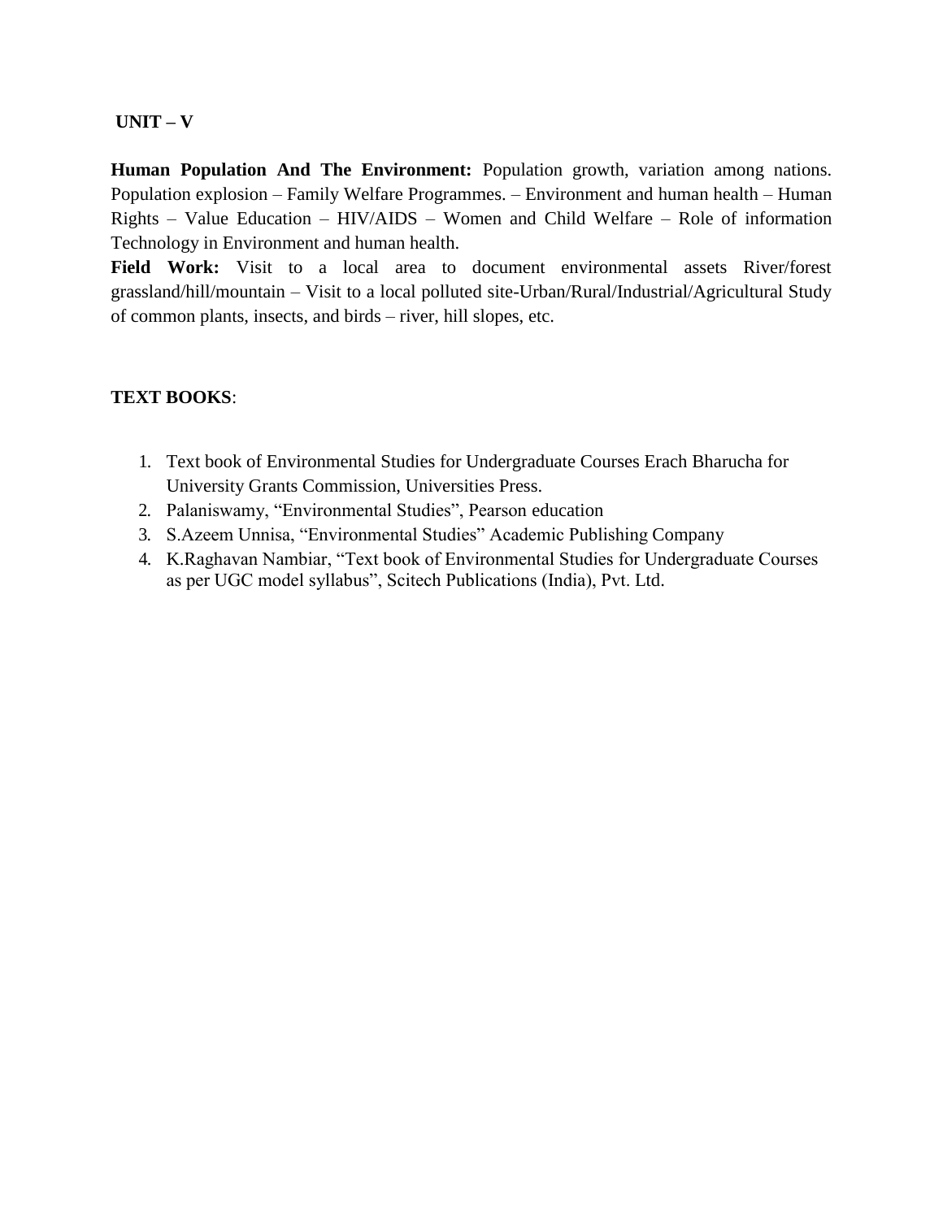## UNIT – V

**Human Population And The Environment:** Population growth, variation among nations. Population explosion – Family Welfare Programmes. – Environment and human health – Human Rights – Value Education – HIV/AIDS – Women and Child Welfare – Role of information Technology in Environment and human health.

**Field Work:** Visit to a local area to document environmental assets River/forest grassland/hill/mountain – Visit to a local polluted site-Urban/Rural/Industrial/Agricultural Study of common plants, insects, and birds – river, hill slopes, etc.

## TEXT BOOKS:

1. Text book of Environmental Studies for Undergraduate Courses Erach Bharucha for University Grants Commission, Universities Press.
2. Palaniswamy, "Environmental Studies", Pearson education
3. S.Azeem Unnisa, "Environmental Studies" Academic Publishing Company
4. K.Raghavan Nambiar, "Text book of Environmental Studies for Undergraduate Courses as per UGC model syllabus", Scitech Publications (India), Pvt. Ltd.